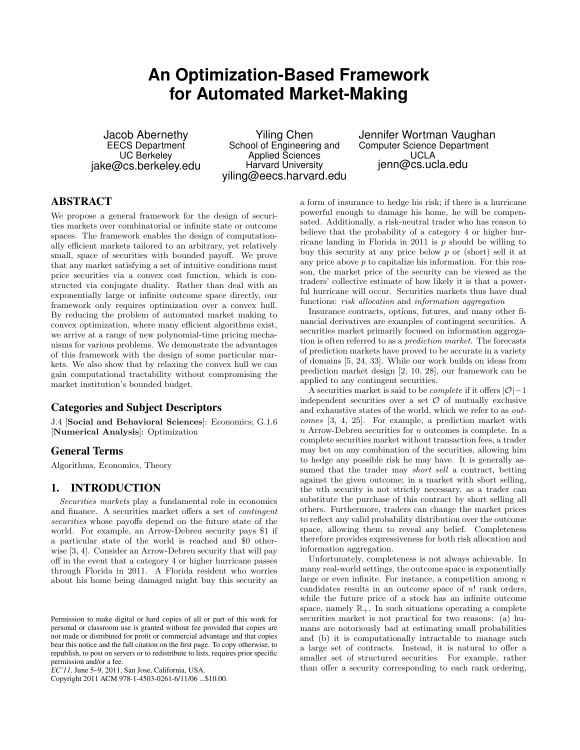# An Optimization-Based Framework for Automated Market-Making

Jacob Abernethy
EECS Department
UC Berkeley
jake@cs.berkeley.edu

Yiling Chen
School of Engineering and Applied Sciences
Harvard University
yiling@eecs.harvard.edu

Jennifer Wortman Vaughan
Computer Science Department
UCLA
jenn@cs.ucla.edu

## ABSTRACT

We propose a general framework for the design of securities markets over combinatorial or infinite state or outcome spaces. The framework enables the design of computationally efficient markets tailored to an arbitrary, yet relatively small, space of securities with bounded payoff. We prove that any market satisfying a set of intuitive conditions must price securities via a convex cost function, which is constructed via conjugate duality. Rather than deal with an exponentially large or infinite outcome space directly, our framework only requires optimization over a convex hull. By reducing the problem of automated market making to convex optimization, where many efficient algorithms exist, we arrive at a range of new polynomial-time pricing mechanisms for various problems. We demonstrate the advantages of this framework with the design of some particular markets. We also show that by relaxing the convex hull we can gain computational tractability without compromising the market institution's bounded budget.

### Categories and Subject Descriptors

J.4 [**Social and Behavioral Sciences**]: Economics; G.1.6 [**Numerical Analysis**]: Optimization

### General Terms

Algorithms, Economics, Theory

## 1. INTRODUCTION

*Securities markets* play a fundamental role in economics and finance. A securities market offers a set of *contingent securities* whose payoffs depend on the future state of the world. For example, an Arrow-Debreu security pays $1 if a particular state of the world is reached and $0 otherwise [3, 4]. Consider an Arrow-Debreu security that will pay off in the event that a category 4 or higher hurricane passes through Florida in 2011. A Florida resident who worries about his home being damaged might buy this security as a form of insurance to hedge his risk; if there is a hurricane powerful enough to damage his home, he will be compensated. Additionally, a risk-neutral trader who has reason to believe that the probability of a category 4 or higher hurricane landing in Florida in 2011 is $p$ should be willing to buy this security at any price below $p$ or (short) sell it at any price above $p$ to capitalize his information. For this reason, the market price of the security can be viewed as the traders' collective estimate of how likely it is that a powerful hurricane will occur. Securities markets thus have dual functions: *risk allocation* and *information aggregation*

Insurance contracts, options, futures, and many other financial derivatives are examples of contingent securities. A securities market primarily focused on information aggregation is often referred to as a *prediction market*. The forecasts of prediction markets have proved to be accurate in a variety of domains [5, 24, 33]. While our work builds on ideas from prediction market design [2, 10, 28], our framework can be applied to any contingent securities.

A securities market is said to be *complete* if it offers $|\mathcal{O}|-1$ independent securities over a set $\mathcal{O}$ of mutually exclusive and exhaustive states of the world, which we refer to as *outcomes* [3, 4, 25]. For example, a prediction market with $n$ Arrow-Debreu securities for $n$ outcomes is complete. In a complete securities market without transaction fees, a trader may bet on any combination of the securities, allowing him to hedge any possible risk he may have. It is generally assumed that the trader may *short sell* a contract, betting against the given outcome; in a market with short selling, the $n$th security is not strictly necessary, as a trader can substitute the purchase of this contract by short selling all others. Furthermore, traders can change the market prices to reflect any valid probability distribution over the outcome space, allowing them to reveal any belief. Completeness therefore provides expressiveness for both risk allocation and information aggregation.

Unfortunately, completeness is not always achievable. In many real-world settings, the outcome space is exponentially large or even infinite. For instance, a competition among $n$ candidates results in an outcome space of $n!$ rank orders, while the future price of a stock has an infinite outcome space, namely $\mathbb{R}_+$. In such situations operating a complete securities market is not practical for two reasons: (a) humans are notoriously bad at estimating small probabilities and (b) it is computationally intractable to manage such a large set of contracts. Instead, it is natural to offer a smaller set of structured securities. For example, rather than offer a security corresponding to each rank ordering,

Permission to make digital or hard copies of all or part of this work for personal or classroom use is granted without fee provided that copies are not made or distributed for profit or commercial advantage and that copies bear this notice and the full citation on the first page. To copy otherwise, to republish, to post on servers or to redistribute to lists, requires prior specific permission and/or a fee.
*EC'11,* June 5–9, 2011, San Jose, California, USA.
Copyright 2011 ACM 978-1-4503-0261-6/11/06 ...$10.00.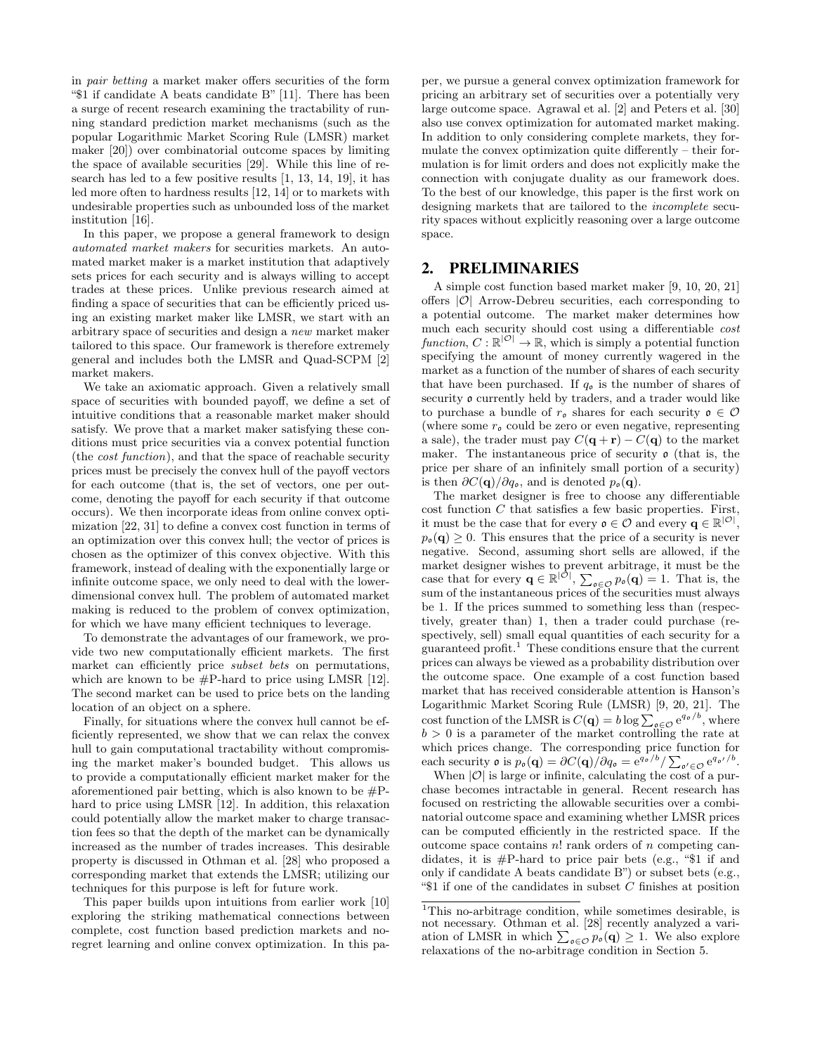in *pair betting* a market maker offers securities of the form "$1 if candidate A beats candidate B" [11]. There has been a surge of recent research examining the tractability of running standard prediction market mechanisms (such as the popular Logarithmic Market Scoring Rule (LMSR) market maker [20]) over combinatorial outcome spaces by limiting the space of available securities [29]. While this line of research has led to a few positive results [1, 13, 14, 19], it has led more often to hardness results [12, 14] or to markets with undesirable properties such as unbounded loss of the market institution [16].

In this paper, we propose a general framework to design *automated market makers* for securities markets. An automated market maker is a market institution that adaptively sets prices for each security and is always willing to accept trades at these prices. Unlike previous research aimed at finding a space of securities that can be efficiently priced using an existing market maker like LMSR, we start with an arbitrary space of securities and design a *new* market maker tailored to this space. Our framework is therefore extremely general and includes both the LMSR and Quad-SCPM [2] market makers.

We take an axiomatic approach. Given a relatively small space of securities with bounded payoff, we define a set of intuitive conditions that a reasonable market maker should satisfy. We prove that a market maker satisfying these conditions must price securities via a convex potential function (the *cost function*), and that the space of reachable security prices must be precisely the convex hull of the payoff vectors for each outcome (that is, the set of vectors, one per outcome, denoting the payoff for each security if that outcome occurs). We then incorporate ideas from online convex optimization [22, 31] to define a convex cost function in terms of an optimization over this convex hull; the vector of prices is chosen as the optimizer of this convex objective. With this framework, instead of dealing with the exponentially large or infinite outcome space, we only need to deal with the lower-dimensional convex hull. The problem of automated market making is reduced to the problem of convex optimization, for which we have many efficient techniques to leverage.

To demonstrate the advantages of our framework, we provide two new computationally efficient markets. The first market can efficiently price *subset bets* on permutations, which are known to be #P-hard to price using LMSR [12]. The second market can be used to price bets on the landing location of an object on a sphere.

Finally, for situations where the convex hull cannot be efficiently represented, we show that we can relax the convex hull to gain computational tractability without compromising the market maker's bounded budget. This allows us to provide a computationally efficient market maker for the aforementioned pair betting, which is also known to be #P-hard to price using LMSR [12]. In addition, this relaxation could potentially allow the market maker to charge transaction fees so that the depth of the market can be dynamically increased as the number of trades increases. This desirable property is discussed in Othman et al. [28] who proposed a corresponding market that extends the LMSR; utilizing our techniques for this purpose is left for future work.

This paper builds upon intuitions from earlier work [10] exploring the striking mathematical connections between complete, cost function based prediction markets and no-regret learning and online convex optimization. In this paper, we pursue a general convex optimization framework for pricing an arbitrary set of securities over a potentially very large outcome space. Agrawal et al. [2] and Peters et al. [30] also use convex optimization for automated market making. In addition to only considering complete markets, they formulate the convex optimization quite differently – their formulation is for limit orders and does not explicitly make the connection with conjugate duality as our framework does. To the best of our knowledge, this paper is the first work on designing markets that are tailored to the *incomplete* security spaces without explicitly reasoning over a large outcome space.

## 2. PRELIMINARIES

A simple cost function based market maker [9, 10, 20, 21] offers $|\mathcal{O}|$ Arrow-Debreu securities, each corresponding to a potential outcome. The market maker determines how much each security should cost using a differentiable *cost function*, $C : \mathbb{R}^{|\mathcal{O}|} \to \mathbb{R}$, which is simply a potential function specifying the amount of money currently wagered in the market as a function of the number of shares of each security that have been purchased. If $q_{\mathfrak{o}}$ is the number of shares of security $\mathfrak{o}$ currently held by traders, and a trader would like to purchase a bundle of $r_{\mathfrak{o}}$ shares for each security $\mathfrak{o} \in \mathcal{O}$ (where some $r_{\mathfrak{o}}$ could be zero or even negative, representing a sale), the trader must pay $C(\mathbf{q}+\mathbf{r}) - C(\mathbf{q})$ to the market maker. The instantaneous price of security $\mathfrak{o}$ (that is, the price per share of an infinitely small portion of a security) is then $\partial C(\mathbf{q})/\partial q_{\mathfrak{o}}$, and is denoted $p_{\mathfrak{o}}(\mathbf{q})$.

The market designer is free to choose any differentiable cost function $C$ that satisfies a few basic properties. First, it must be the case that for every $\mathfrak{o} \in \mathcal{O}$ and every $\mathbf{q} \in \mathbb{R}^{|\mathcal{O}|}$, $p_{\mathfrak{o}}(\mathbf{q}) \geq 0$. This ensures that the price of a security is never negative. Second, assuming short sells are allowed, if the market designer wishes to prevent arbitrage, it must be the case that for every $\mathbf{q} \in \mathbb{R}^{|\mathcal{O}|}$, $\sum_{\mathfrak{o}\in\mathcal{O}} p_{\mathfrak{o}}(\mathbf{q}) = 1$. That is, the sum of the instantaneous prices of the securities must always be 1. If the prices summed to something less than (respectively, greater than) 1, then a trader could purchase (respectively, sell) small equal quantities of each security for a guaranteed profit.[1] These conditions ensure that the current prices can always be viewed as a probability distribution over the outcome space. One example of a cost function based market that has received considerable attention is Hanson's Logarithmic Market Scoring Rule (LMSR) [9, 20, 21]. The cost function of the LMSR is $C(\mathbf{q}) = b \log \sum_{\mathfrak{o}\in\mathcal{O}} e^{q_{\mathfrak{o}}/b}$, where $b > 0$ is a parameter of the market controlling the rate at which prices change. The corresponding price function for each security $\mathfrak{o}$ is $p_{\mathfrak{o}}(\mathbf{q}) = \partial C(\mathbf{q})/\partial q_{\mathfrak{o}} = e^{q_{\mathfrak{o}}/b} / \sum_{\mathfrak{o}'\in\mathcal{O}} e^{q_{\mathfrak{o}'}/b}$.

When $|\mathcal{O}|$ is large or infinite, calculating the cost of a purchase becomes intractable in general. Recent research has focused on restricting the allowable securities over a combinatorial outcome space and examining whether LMSR prices can be computed efficiently in the restricted space. If the outcome space contains $n!$ rank orders of $n$ competing candidates, it is #P-hard to price pair bets (e.g., "$1 if and only if candidate A beats candidate B") or subset bets (e.g., "$1 if one of the candidates in subset $C$ finishes at position

[1] This no-arbitrage condition, while sometimes desirable, is not necessary. Othman et al. [28] recently analyzed a variation of LMSR in which $\sum_{\mathfrak{o}\in\mathcal{O}} p_{\mathfrak{o}}(\mathbf{q}) \geq 1$. We also explore relaxations of the no-arbitrage condition in Section 5.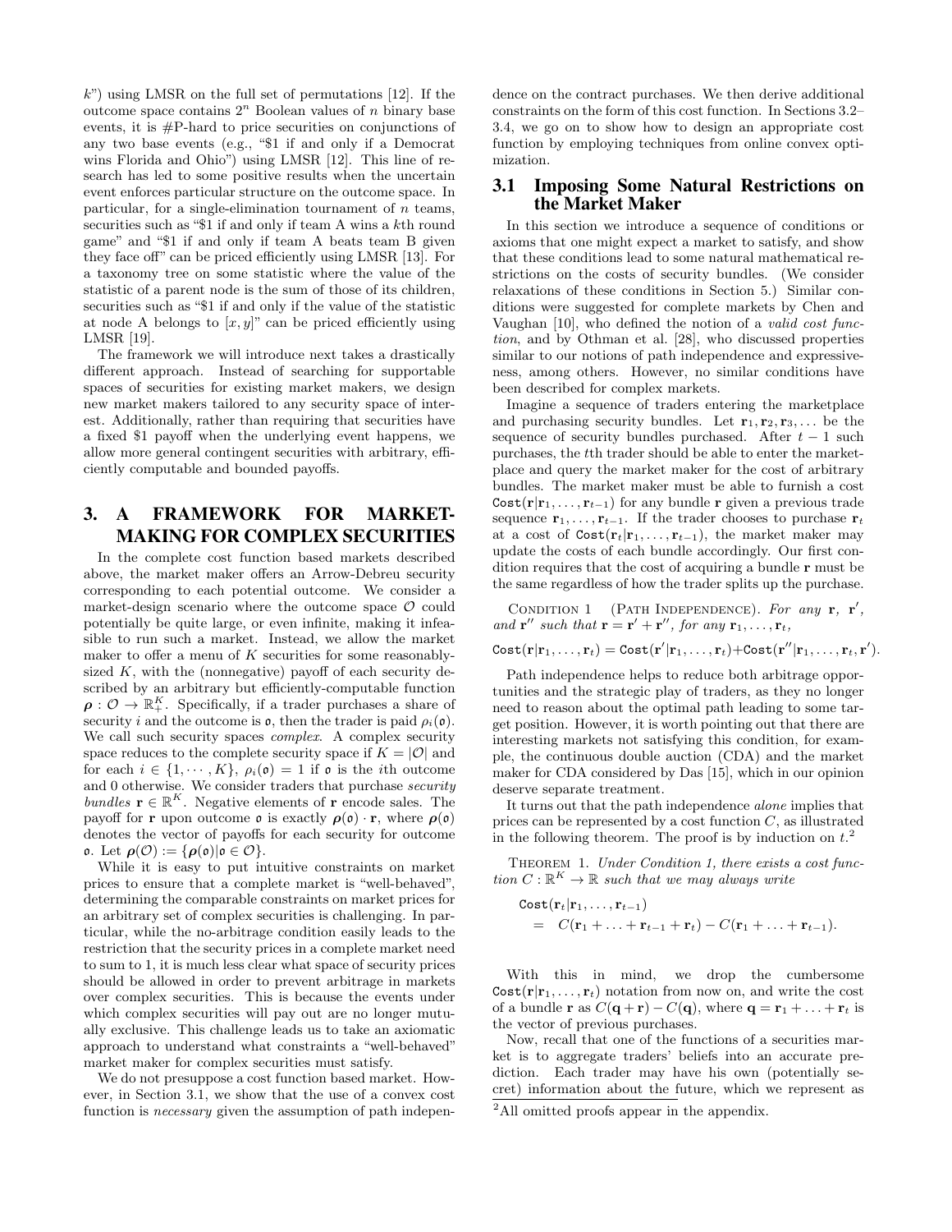$k$") using LMSR on the full set of permutations [12]. If the outcome space contains $2^n$ Boolean values of $n$ binary base events, it is #P-hard to price securities on conjunctions of any two base events (e.g., "\$1 if and only if a Democrat wins Florida and Ohio") using LMSR [12]. This line of research has led to some positive results when the uncertain event enforces particular structure on the outcome space. In particular, for a single-elimination tournament of $n$ teams, securities such as "\$1 if and only if team A wins a $k$th round game" and "\$1 if and only if team A beats team B given they face off" can be priced efficiently using LMSR [13]. For a taxonomy tree on some statistic where the value of the statistic of a parent node is the sum of those of its children, securities such as "\$1 if and only if the value of the statistic at node A belongs to $[x, y]$" can be priced efficiently using LMSR [19].

The framework we will introduce next takes a drastically different approach. Instead of searching for supportable spaces of securities for existing market makers, we design new market makers tailored to any security space of interest. Additionally, rather than requiring that securities have a fixed \$1 payoff when the underlying event happens, we allow more general contingent securities with arbitrary, efficiently computable and bounded payoffs.

# 3. A FRAMEWORK FOR MARKET-MAKING FOR COMPLEX SECURITIES

In the complete cost function based markets described above, the market maker offers an Arrow-Debreu security corresponding to each potential outcome. We consider a market-design scenario where the outcome space $\mathcal{O}$ could potentially be quite large, or even infinite, making it infeasible to run such a market. Instead, we allow the market maker to offer a menu of $K$ securities for some reasonably-sized $K$, with the (nonnegative) payoff of each security described by an arbitrary but efficiently-computable function $\boldsymbol{\rho} : \mathcal{O} \rightarrow \mathbb{R}_+^K$. Specifically, if a trader purchases a share of security $i$ and the outcome is $\mathfrak{o}$, then the trader is paid $\rho_i(\mathfrak{o})$. We call such security spaces *complex*. A complex security space reduces to the complete security space if $K = |\mathcal{O}|$ and for each $i \in \{1, \cdots, K\}$, $\rho_i(\mathfrak{o}) = 1$ if $\mathfrak{o}$ is the $i$th outcome and 0 otherwise. We consider traders that purchase *security bundles* $\mathbf{r} \in \mathbb{R}^K$. Negative elements of $\mathbf{r}$ encode sales. The payoff for $\mathbf{r}$ upon outcome $\mathfrak{o}$ is exactly $\boldsymbol{\rho}(\mathfrak{o}) \cdot \mathbf{r}$, where $\boldsymbol{\rho}(\mathfrak{o})$ denotes the vector of payoffs for each security for outcome $\mathfrak{o}$. Let $\boldsymbol{\rho}(\mathcal{O}) := \{\boldsymbol{\rho}(\mathfrak{o}) | \mathfrak{o} \in \mathcal{O}\}$.

While it is easy to put intuitive constraints on market prices to ensure that a complete market is "well-behaved", determining the comparable constraints on market prices for an arbitrary set of complex securities is challenging. In particular, while the no-arbitrage condition easily leads to the restriction that the security prices in a complete market need to sum to 1, it is much less clear what space of security prices should be allowed in order to prevent arbitrage in markets over complex securities. This is because the events under which complex securities will pay out are no longer mutually exclusive. This challenge leads us to take an axiomatic approach to understand what constraints a "well-behaved" market maker for complex securities must satisfy.

We do not presuppose a cost function based market. However, in Section 3.1, we show that the use of a convex cost function is *necessary* given the assumption of path independence on the contract purchases. We then derive additional constraints on the form of this cost function. In Sections 3.2–3.4, we go on to show how to design an appropriate cost function by employing techniques from online convex optimization.

## 3.1 Imposing Some Natural Restrictions on the Market Maker

In this section we introduce a sequence of conditions or axioms that one might expect a market to satisfy, and show that these conditions lead to some natural mathematical restrictions on the costs of security bundles. (We consider relaxations of these conditions in Section 5.) Similar conditions were suggested for complete markets by Chen and Vaughan [10], who defined the notion of a *valid cost function*, and by Othman et al. [28], who discussed properties similar to our notions of path independence and expressiveness, among others. However, no similar conditions have been described for complex markets.

Imagine a sequence of traders entering the marketplace and purchasing security bundles. Let $\mathbf{r}_1, \mathbf{r}_2, \mathbf{r}_3, \ldots$ be the sequence of security bundles purchased. After $t-1$ such purchases, the $t$th trader should be able to enter the marketplace and query the market maker for the cost of arbitrary bundles. The market maker must be able to furnish a cost $\texttt{Cost}(\mathbf{r}|\mathbf{r}_1, \ldots, \mathbf{r}_{t-1})$ for any bundle $\mathbf{r}$ given a previous trade sequence $\mathbf{r}_1, \ldots, \mathbf{r}_{t-1}$. If the trader chooses to purchase $\mathbf{r}_t$ at a cost of $\texttt{Cost}(\mathbf{r}_t|\mathbf{r}_1, \ldots, \mathbf{r}_{t-1})$, the market maker may update the costs of each bundle accordingly. Our first condition requires that the cost of acquiring a bundle $\mathbf{r}$ must be the same regardless of how the trader splits up the purchase.

Condition 1 (Path Independence). *For any $\mathbf{r}$, $\mathbf{r}'$, and $\mathbf{r}''$ such that $\mathbf{r} = \mathbf{r}' + \mathbf{r}''$, for any $\mathbf{r}_1, \ldots, \mathbf{r}_t$,*

$$\texttt{Cost}(\mathbf{r}|\mathbf{r}_1, \ldots, \mathbf{r}_t) = \texttt{Cost}(\mathbf{r}'|\mathbf{r}_1, \ldots, \mathbf{r}_t) + \texttt{Cost}(\mathbf{r}''|\mathbf{r}_1, \ldots, \mathbf{r}_t, \mathbf{r}').$$

Path independence helps to reduce both arbitrage opportunities and the strategic play of traders, as they no longer need to reason about the optimal path leading to some target position. However, it is worth pointing out that there are interesting markets not satisfying this condition, for example, the continuous double auction (CDA) and the market maker for CDA considered by Das [15], which in our opinion deserve separate treatment.

It turns out that the path independence *alone* implies that prices can be represented by a cost function $C$, as illustrated in the following theorem. The proof is by induction on $t$.[2]

Theorem 1. *Under Condition 1, there exists a cost function $C : \mathbb{R}^K \rightarrow \mathbb{R}$ such that we may always write*

$$\begin{aligned} &\texttt{Cost}(\mathbf{r}_t|\mathbf{r}_1, \ldots, \mathbf{r}_{t-1}) \\ &\quad = C(\mathbf{r}_1 + \ldots + \mathbf{r}_{t-1} + \mathbf{r}_t) - C(\mathbf{r}_1 + \ldots + \mathbf{r}_{t-1}). \end{aligned}$$

With this in mind, we drop the cumbersome $\texttt{Cost}(\mathbf{r}|\mathbf{r}_1, \ldots, \mathbf{r}_t)$ notation from now on, and write the cost of a bundle $\mathbf{r}$ as $C(\mathbf{q} + \mathbf{r}) - C(\mathbf{q})$, where $\mathbf{q} = \mathbf{r}_1 + \ldots + \mathbf{r}_t$ is the vector of previous purchases.

Now, recall that one of the functions of a securities market is to aggregate traders' beliefs into an accurate prediction. Each trader may have his own (potentially secret) information about the future, which we represent as

[2] All omitted proofs appear in the appendix.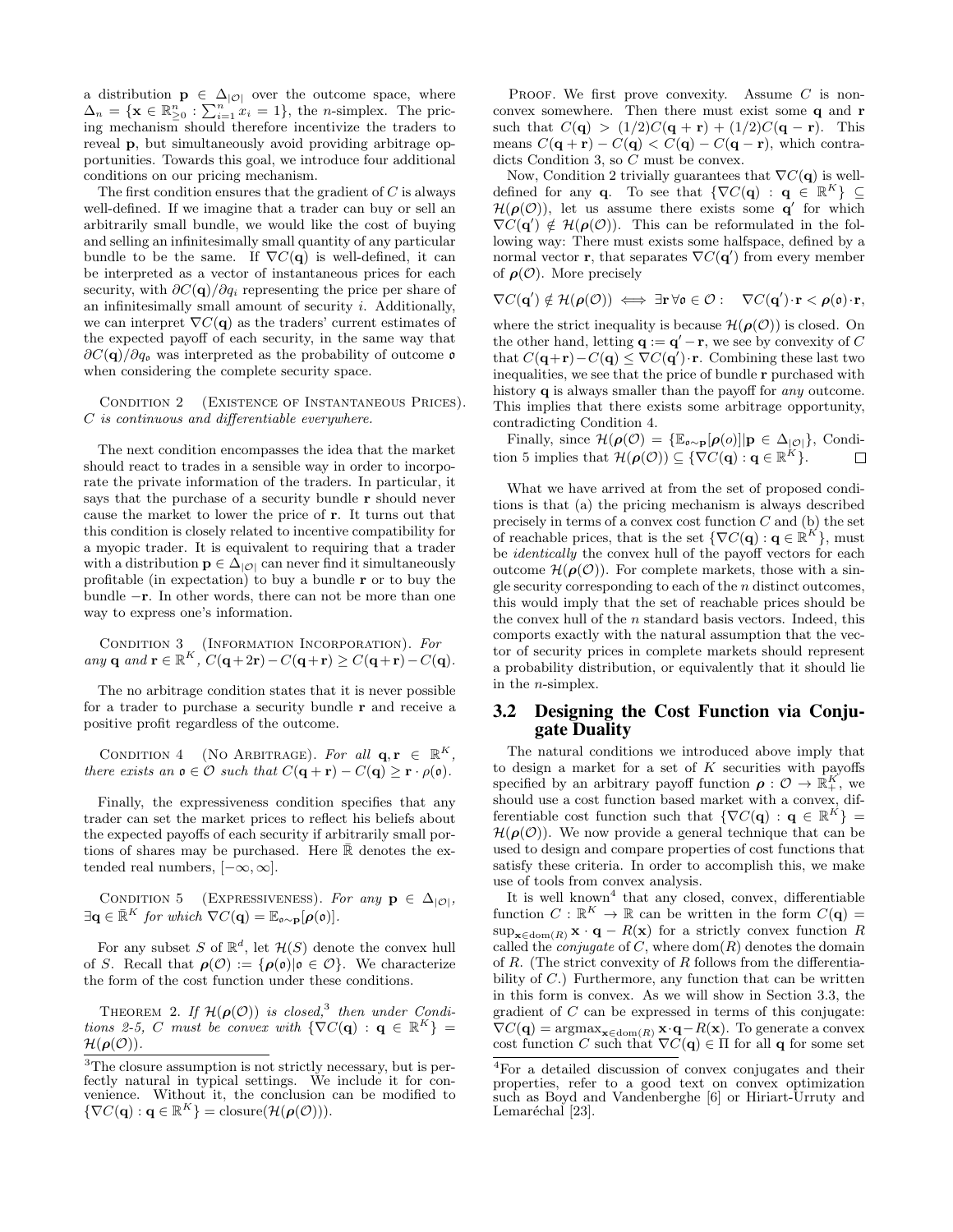a distribution $\mathbf{p} \in \Delta_{|\mathcal{O}|}$ over the outcome space, where $\Delta_n = \{\mathbf{x} \in \mathbb{R}^n_{\geq 0} : \sum_{i=1}^n x_i = 1\}$, the $n$-simplex. The pricing mechanism should therefore incentivize the traders to reveal $\mathbf{p}$, but simultaneously avoid providing arbitrage opportunities. Towards this goal, we introduce four additional conditions on our pricing mechanism.

The first condition ensures that the gradient of $C$ is always well-defined. If we imagine that a trader can buy or sell an arbitrarily small bundle, we would like the cost of buying and selling an infinitesimally small quantity of any particular bundle to be the same. If $\nabla C(\mathbf{q})$ is well-defined, it can be interpreted as a vector of instantaneous prices for each security, with $\partial C(\mathbf{q})/\partial q_i$ representing the price per share of an infinitesimally small amount of security $i$. Additionally, we can interpret $\nabla C(\mathbf{q})$ as the traders' current estimates of the expected payoff of each security, in the same way that $\partial C(\mathbf{q})/\partial q_{\mathfrak{o}}$ was interpreted as the probability of outcome $\mathfrak{o}$ when considering the complete security space.

Condition 2 (Existence of Instantaneous Prices). *$C$ is continuous and differentiable everywhere.*

The next condition encompasses the idea that the market should react to trades in a sensible way in order to incorporate the private information of the traders. In particular, it says that the purchase of a security bundle $\mathbf{r}$ should never cause the market to lower the price of $\mathbf{r}$. It turns out that this condition is closely related to incentive compatibility for a myopic trader. It is equivalent to requiring that a trader with a distribution $\mathbf{p} \in \Delta_{|\mathcal{O}|}$ can never find it simultaneously profitable (in expectation) to buy a bundle $\mathbf{r}$ or to buy the bundle $-\mathbf{r}$. In other words, there can not be more than one way to express one's information.

Condition 3 (Information Incorporation). *For any $\mathbf{q}$ and $\mathbf{r} \in \mathbb{R}^K$, $C(\mathbf{q}+2\mathbf{r}) - C(\mathbf{q}+\mathbf{r}) \geq C(\mathbf{q}+\mathbf{r}) - C(\mathbf{q})$.*

The no arbitrage condition states that it is never possible for a trader to purchase a security bundle $\mathbf{r}$ and receive a positive profit regardless of the outcome.

Condition 4 (No Arbitrage). *For all $\mathbf{q}, \mathbf{r} \in \mathbb{R}^K$, there exists an $\mathfrak{o} \in \mathcal{O}$ such that $C(\mathbf{q}+\mathbf{r}) - C(\mathbf{q}) \geq \mathbf{r} \cdot \rho(\mathfrak{o})$.*

Finally, the expressiveness condition specifies that any trader can set the market prices to reflect his beliefs about the expected payoffs of each security if arbitrarily small portions of shares may be purchased. Here $\bar{\mathbb{R}}$ denotes the extended real numbers, $[-\infty, \infty]$.

Condition 5 (Expressiveness). *For any $\mathbf{p} \in \Delta_{|\mathcal{O}|}$, $\exists \mathbf{q} \in \bar{\mathbb{R}}^K$ for which $\nabla C(\mathbf{q}) = \mathbb{E}_{\mathfrak{o}\sim\mathbf{p}}[\boldsymbol{\rho}(\mathfrak{o})]$.*

For any subset $S$ of $\mathbb{R}^d$, let $\mathcal{H}(S)$ denote the convex hull of $S$. Recall that $\boldsymbol{\rho}(\mathcal{O}) := \{\boldsymbol{\rho}(\mathfrak{o}) | \mathfrak{o} \in \mathcal{O}\}$. We characterize the form of the cost function under these conditions.

Theorem 2. *If $\mathcal{H}(\boldsymbol{\rho}(\mathcal{O}))$ is closed,[3] then under Conditions 2-5, $C$ must be convex with $\{\nabla C(\mathbf{q}) : \mathbf{q} \in \mathbb{R}^K\} = \mathcal{H}(\boldsymbol{\rho}(\mathcal{O}))$.*

Proof. We first prove convexity. Assume $C$ is non-convex somewhere. Then there must exist some $\mathbf{q}$ and $\mathbf{r}$ such that $C(\mathbf{q}) > (1/2)C(\mathbf{q}+\mathbf{r}) + (1/2)C(\mathbf{q}-\mathbf{r})$. This means $C(\mathbf{q}+\mathbf{r}) - C(\mathbf{q}) < C(\mathbf{q}) - C(\mathbf{q}-\mathbf{r})$, which contradicts Condition 3, so $C$ must be convex.

Now, Condition 2 trivially guarantees that $\nabla C(\mathbf{q})$ is well-defined for any $\mathbf{q}$. To see that $\{\nabla C(\mathbf{q}) : \mathbf{q} \in \mathbb{R}^K\} \subseteq \mathcal{H}(\boldsymbol{\rho}(\mathcal{O}))$, let us assume there exists some $\mathbf{q}'$ for which $\nabla C(\mathbf{q}') \notin \mathcal{H}(\boldsymbol{\rho}(\mathcal{O}))$. This can be reformulated in the following way: There must exists some halfspace, defined by a normal vector $\mathbf{r}$, that separates $\nabla C(\mathbf{q}')$ from every member of $\boldsymbol{\rho}(\mathcal{O})$. More precisely

$$\nabla C(\mathbf{q}') \notin \mathcal{H}(\boldsymbol{\rho}(\mathcal{O})) \iff \exists \mathbf{r}\, \forall \mathfrak{o} \in \mathcal{O} : \quad \nabla C(\mathbf{q}') \cdot \mathbf{r} < \boldsymbol{\rho}(\mathfrak{o}) \cdot \mathbf{r},$$

where the strict inequality is because $\mathcal{H}(\boldsymbol{\rho}(\mathcal{O}))$ is closed. On the other hand, letting $\mathbf{q} := \mathbf{q}' - \mathbf{r}$, we see by convexity of $C$ that $C(\mathbf{q}+\mathbf{r}) - C(\mathbf{q}) \leq \nabla C(\mathbf{q}') \cdot \mathbf{r}$. Combining these last two inequalities, we see that the price of bundle $\mathbf{r}$ purchased with history $\mathbf{q}$ is always smaller than the payoff for *any* outcome. This implies that there exists some arbitrage opportunity, contradicting Condition 4.

Finally, since $\mathcal{H}(\boldsymbol{\rho}(\mathcal{O}) = \{\mathbb{E}_{\mathfrak{o}\sim\mathbf{p}}[\boldsymbol{\rho}(o)] | \mathbf{p} \in \Delta_{|\mathcal{O}|}\}$, Condition 5 implies that $\mathcal{H}(\boldsymbol{\rho}(\mathcal{O})) \subseteq \{\nabla C(\mathbf{q}) : \mathbf{q} \in \mathbb{R}^K\}$. $\square$

What we have arrived at from the set of proposed conditions is that (a) the pricing mechanism is always described precisely in terms of a convex cost function $C$ and (b) the set of reachable prices, that is the set $\{\nabla C(\mathbf{q}) : \mathbf{q} \in \mathbb{R}^K\}$, must be *identically* the convex hull of the payoff vectors for each outcome $\mathcal{H}(\boldsymbol{\rho}(\mathcal{O}))$. For complete markets, those with a single security corresponding to each of the $n$ distinct outcomes, this would imply that the set of reachable prices should be the convex hull of the $n$ standard basis vectors. Indeed, this comports exactly with the natural assumption that the vector of security prices in complete markets should represent a probability distribution, or equivalently that it should lie in the $n$-simplex.

### 3.2 Designing the Cost Function via Conjugate Duality

The natural conditions we introduced above imply that to design a market for a set of $K$ securities with payoffs specified by an arbitrary payoff function $\boldsymbol{\rho} : \mathcal{O} \to \mathbb{R}^K_+$, we should use a cost function based market with a convex, differentiable cost function such that $\{\nabla C(\mathbf{q}) : \mathbf{q} \in \mathbb{R}^K\} = \mathcal{H}(\boldsymbol{\rho}(\mathcal{O}))$. We now provide a general technique that can be used to design and compare properties of cost functions that satisfy these criteria. In order to accomplish this, we make use of tools from convex analysis.

It is well known[4] that any closed, convex, differentiable function $C : \mathbb{R}^K \to \mathbb{R}$ can be written in the form $C(\mathbf{q}) = \sup_{\mathbf{x} \in \mathrm{dom}(R)} \mathbf{x} \cdot \mathbf{q} - R(\mathbf{x})$ for a strictly convex function $R$ called the *conjugate* of $C$, where $\mathrm{dom}(R)$ denotes the domain of $R$. (The strict convexity of $R$ follows from the differentiability of $C$.) Furthermore, any function that can be written in this form is convex. As we will show in Section 3.3, the gradient of $C$ can be expressed in terms of this conjugate: $\nabla C(\mathbf{q}) = \mathrm{argmax}_{\mathbf{x} \in \mathrm{dom}(R)}\, \mathbf{x} \cdot \mathbf{q} - R(\mathbf{x})$. To generate a convex cost function $C$ such that $\nabla C(\mathbf{q}) \in \Pi$ for all $\mathbf{q}$ for some set

---

[3] The closure assumption is not strictly necessary, but is perfectly natural in typical settings. We include it for convenience. Without it, the conclusion can be modified to $\{\nabla C(\mathbf{q}) : \mathbf{q} \in \mathbb{R}^K\} = \mathrm{closure}(\mathcal{H}(\boldsymbol{\rho}(\mathcal{O})))$.

[4] For a detailed discussion of convex conjugates and their properties, refer to a good text on convex optimization such as Boyd and Vandenberghe [6] or Hiriart-Urruty and Lemaréchal [23].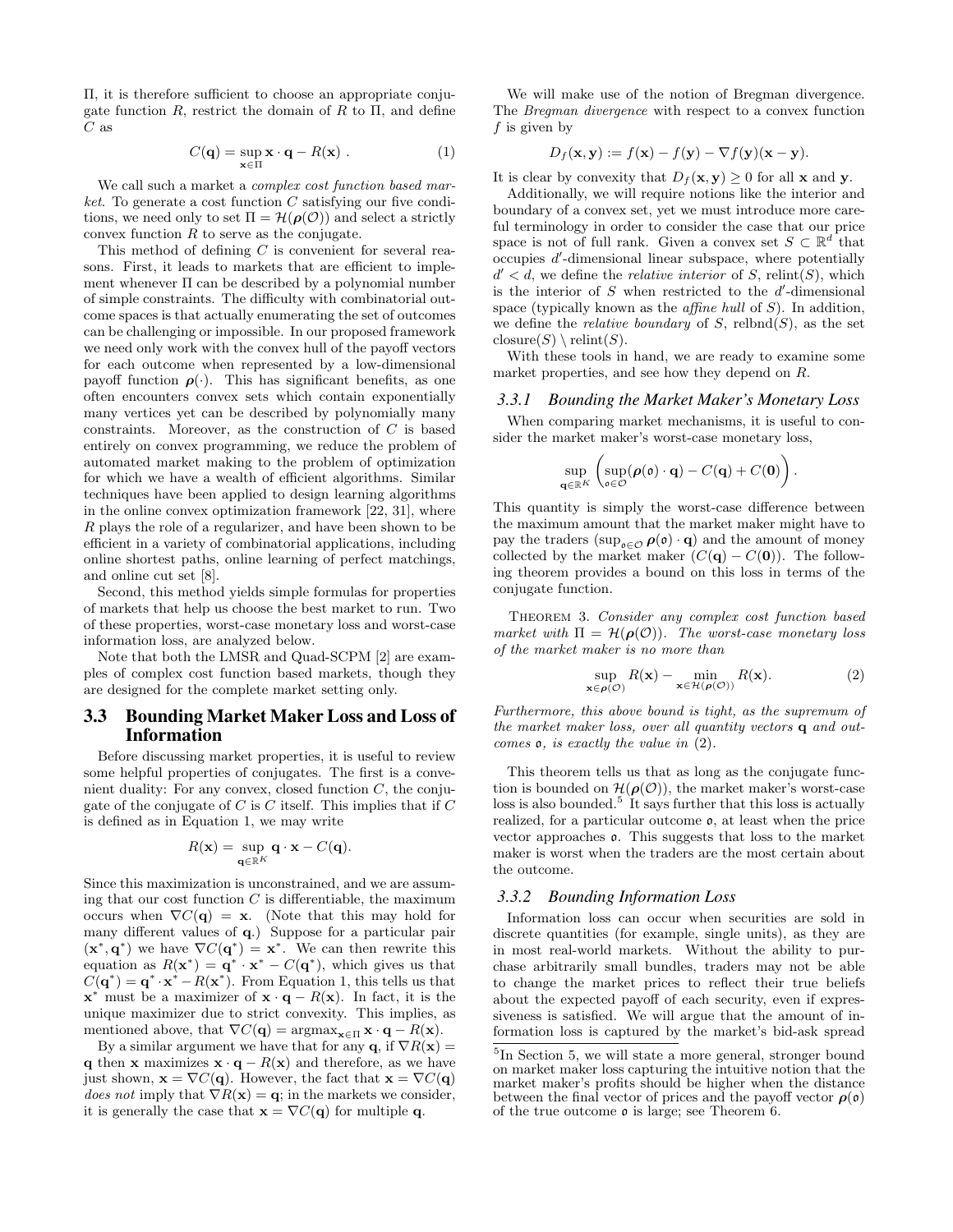Π, it is therefore sufficient to choose an appropriate conjugate function $R$, restrict the domain of $R$ to Π, and define $C$ as

$$C(\mathbf{q}) = \sup_{\mathbf{x}\in\Pi} \mathbf{x}\cdot\mathbf{q} - R(\mathbf{x})\ . \tag{1}$$

We call such a market a *complex cost function based market*. To generate a cost function $C$ satisfying our five conditions, we need only to set $\Pi = \mathcal{H}(\boldsymbol{\rho}(\mathcal{O}))$ and select a strictly convex function $R$ to serve as the conjugate.

This method of defining $C$ is convenient for several reasons. First, it leads to markets that are efficient to implement whenever Π can be described by a polynomial number of simple constraints. The difficulty with combinatorial outcome spaces is that actually enumerating the set of outcomes can be challenging or impossible. In our proposed framework we need only work with the convex hull of the payoff vectors for each outcome when represented by a low-dimensional payoff function $\boldsymbol{\rho}(\cdot)$. This has significant benefits, as one often encounters convex sets which contain exponentially many vertices yet can be described by polynomially many constraints. Moreover, as the construction of $C$ is based entirely on convex programming, we reduce the problem of automated market making to the problem of optimization for which we have a wealth of efficient algorithms. Similar techniques have been applied to design learning algorithms in the online convex optimization framework [22, 31], where $R$ plays the role of a regularizer, and have been shown to be efficient in a variety of combinatorial applications, including online shortest paths, online learning of perfect matchings, and online cut set [8].

Second, this method yields simple formulas for properties of markets that help us choose the best market to run. Two of these properties, worst-case monetary loss and worst-case information loss, are analyzed below.

Note that both the LMSR and Quad-SCPM [2] are examples of complex cost function based markets, though they are designed for the complete market setting only.

## 3.3 Bounding Market Maker Loss and Loss of Information

Before discussing market properties, it is useful to review some helpful properties of conjugates. The first is a convenient duality: For any convex, closed function $C$, the conjugate of the conjugate of $C$ is $C$ itself. This implies that if $C$ is defined as in Equation 1, we may write

$$R(\mathbf{x}) = \sup_{\mathbf{q}\in\mathbb{R}^K} \mathbf{q}\cdot\mathbf{x} - C(\mathbf{q}).$$

Since this maximization is unconstrained, and we are assuming that our cost function $C$ is differentiable, the maximum occurs when $\nabla C(\mathbf{q}) = \mathbf{x}$. (Note that this may hold for many different values of $\mathbf{q}$.) Suppose for a particular pair $(\mathbf{x}^*, \mathbf{q}^*)$ we have $\nabla C(\mathbf{q}^*) = \mathbf{x}^*$. We can then rewrite this equation as $R(\mathbf{x}^*) = \mathbf{q}^*\cdot\mathbf{x}^* - C(\mathbf{q}^*)$, which gives us that $C(\mathbf{q}^*) = \mathbf{q}^*\cdot\mathbf{x}^* - R(\mathbf{x}^*)$. From Equation 1, this tells us that $\mathbf{x}^*$ must be a maximizer of $\mathbf{x}\cdot\mathbf{q} - R(\mathbf{x})$. In fact, it is the unique maximizer due to strict convexity. This implies, as mentioned above, that $\nabla C(\mathbf{q}) = \operatorname{argmax}_{\mathbf{x}\in\Pi} \mathbf{x}\cdot\mathbf{q} - R(\mathbf{x})$.

By a similar argument we have that for any $\mathbf{q}$, if $\nabla R(\mathbf{x}) = \mathbf{q}$ then $\mathbf{x}$ maximizes $\mathbf{x}\cdot\mathbf{q} - R(\mathbf{x})$ and therefore, as we have just shown, $\mathbf{x} = \nabla C(\mathbf{q})$. However, the fact that $\mathbf{x} = \nabla C(\mathbf{q})$ *does not* imply that $\nabla R(\mathbf{x}) = \mathbf{q}$; in the markets we consider, it is generally the case that $\mathbf{x} = \nabla C(\mathbf{q})$ for multiple $\mathbf{q}$.

We will make use of the notion of Bregman divergence. The *Bregman divergence* with respect to a convex function $f$ is given by

$$D_f(\mathbf{x}, \mathbf{y}) := f(\mathbf{x}) - f(\mathbf{y}) - \nabla f(\mathbf{y})(\mathbf{x} - \mathbf{y}).$$

It is clear by convexity that $D_f(\mathbf{x}, \mathbf{y}) \geq 0$ for all $\mathbf{x}$ and $\mathbf{y}$.

Additionally, we will require notions like the interior and boundary of a convex set, yet we must introduce more careful terminology in order to consider the case that our price space is not of full rank. Given a convex set $S \subset \mathbb{R}^d$ that occupies $d'$-dimensional linear subspace, where potentially $d' < d$, we define the *relative interior* of $S$, $\operatorname{relint}(S)$, which is the interior of $S$ when restricted to the $d'$-dimensional space (typically known as the *affine hull* of $S$). In addition, we define the *relative boundary* of $S$, $\operatorname{relbnd}(S)$, as the set $\operatorname{closure}(S) \setminus \operatorname{relint}(S)$.

With these tools in hand, we are ready to examine some market properties, and see how they depend on $R$.

### 3.3.1 Bounding the Market Maker's Monetary Loss

When comparing market mechanisms, it is useful to consider the market maker's worst-case monetary loss,

$$\sup_{\mathbf{q}\in\mathbb{R}^K} \left( \sup_{\mathfrak{o}\in\mathcal{O}} (\boldsymbol{\rho}(\mathfrak{o})\cdot\mathbf{q}) - C(\mathbf{q}) + C(\mathbf{0}) \right).$$

This quantity is simply the worst-case difference between the maximum amount that the market maker might have to pay the traders ($\sup_{\mathfrak{o}\in\mathcal{O}} \boldsymbol{\rho}(\mathfrak{o})\cdot\mathbf{q}$) and the amount of money collected by the market maker ($C(\mathbf{q}) - C(\mathbf{0})$). The following theorem provides a bound on this loss in terms of the conjugate function.

Theorem 3. *Consider any complex cost function based market with $\Pi = \mathcal{H}(\boldsymbol{\rho}(\mathcal{O}))$. The worst-case monetary loss of the market maker is no more than*

$$\sup_{\mathbf{x}\in\boldsymbol{\rho}(\mathcal{O})} R(\mathbf{x}) - \min_{\mathbf{x}\in\mathcal{H}(\boldsymbol{\rho}(\mathcal{O}))} R(\mathbf{x}). \tag{2}$$

*Furthermore, this above bound is tight, as the supremum of the market maker loss, over all quantity vectors $\mathbf{q}$ and outcomes $\mathfrak{o}$, is exactly the value in* (2).

This theorem tells us that as long as the conjugate function is bounded on $\mathcal{H}(\boldsymbol{\rho}(\mathcal{O}))$, the market maker's worst-case loss is also bounded.[5] It says further that this loss is actually realized, for a particular outcome $\mathfrak{o}$, at least when the price vector approaches $\mathfrak{o}$. This suggests that loss to the market maker is worst when the traders are the most certain about the outcome.

### 3.3.2 Bounding Information Loss

Information loss can occur when securities are sold in discrete quantities (for example, single units), as they are in most real-world markets. Without the ability to purchase arbitrarily small bundles, traders may not be able to change the market prices to reflect their true beliefs about the expected payoff of each security, even if expressiveness is satisfied. We will argue that the amount of information loss is captured by the market's bid-ask spread

[5] In Section 5, we will state a more general, stronger bound on market maker loss capturing the intuitive notion that the market maker's profits should be higher when the distance between the final vector of prices and the payoff vector $\boldsymbol{\rho}(\mathfrak{o})$ of the true outcome $\mathfrak{o}$ is large; see Theorem 6.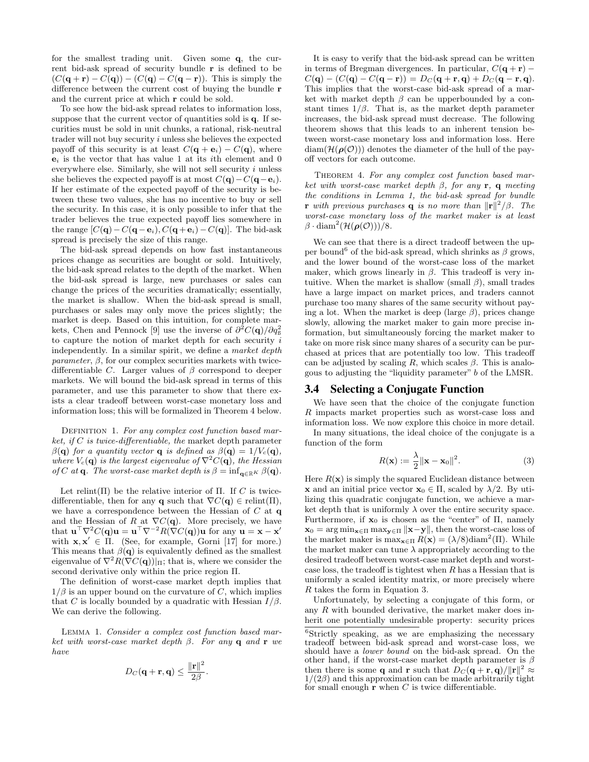for the smallest trading unit. Given some $\mathbf{q}$, the current bid-ask spread of security bundle $\mathbf{r}$ is defined to be $(C(\mathbf{q}+\mathbf{r}) - C(\mathbf{q})) - (C(\mathbf{q}) - C(\mathbf{q}-\mathbf{r}))$. This is simply the difference between the current cost of buying the bundle $\mathbf{r}$ and the current price at which $\mathbf{r}$ could be sold.

To see how the bid-ask spread relates to information loss, suppose that the current vector of quantities sold is $\mathbf{q}$. If securities must be sold in unit chunks, a rational, risk-neutral trader will not buy security $i$ unless she believes the expected payoff of this security is at least $C(\mathbf{q}+\mathbf{e}_i) - C(\mathbf{q})$, where $\mathbf{e}_i$ is the vector that has value 1 at its $i$th element and 0 everywhere else. Similarly, she will not sell security $i$ unless she believes the expected payoff is at most $C(\mathbf{q}) - C(\mathbf{q}-\mathbf{e}_i)$. If her estimate of the expected payoff of the security is between these two values, she has no incentive to buy or sell the security. In this case, it is only possible to infer that the trader believes the true expected payoff lies somewhere in the range $[C(\mathbf{q}) - C(\mathbf{q}-\mathbf{e}_i), C(\mathbf{q}+\mathbf{e}_i) - C(\mathbf{q})]$. The bid-ask spread is precisely the size of this range.

The bid-ask spread depends on how fast instantaneous prices change as securities are bought or sold. Intuitively, the bid-ask spread relates to the depth of the market. When the bid-ask spread is large, new purchases or sales can change the prices of the securities dramatically; essentially, the market is shallow. When the bid-ask spread is small, purchases or sales may only move the prices slightly; the market is deep. Based on this intuition, for complete markets, Chen and Pennock [9] use the inverse of $\partial^2 C(\mathbf{q})/\partial q_i^2$ to capture the notion of market depth for each security $i$ independently. In a similar spirit, we define a *market depth parameter*, $\beta$, for our complex securities markets with twice-differentiable $C$. Larger values of $\beta$ correspond to deeper markets. We will bound the bid-ask spread in terms of this parameter, and use this parameter to show that there exists a clear tradeoff between worst-case monetary loss and information loss; this will be formalized in Theorem 4 below.

Definition 1. *For any complex cost function based market, if $C$ is twice-differentiable, the* market depth parameter *$\beta(\mathbf{q})$ for a quantity vector $\mathbf{q}$ is defined as $\beta(\mathbf{q}) = 1/V_c(\mathbf{q})$, where $V_c(\mathbf{q})$ is the largest eigenvalue of $\nabla^2 C(\mathbf{q})$, the Hessian of $C$ at $\mathbf{q}$. The worst-case market depth is $\beta = \inf_{\mathbf{q}\in\mathbb{R}^K} \beta(\mathbf{q})$.*

Let relint($\Pi$) be the relative interior of $\Pi$. If $C$ is twice-differentiable, then for any $\mathbf{q}$ such that $\nabla C(\mathbf{q}) \in \text{relint}(\Pi)$, we have a correspondence between the Hessian of $C$ at $\mathbf{q}$ and the Hessian of $R$ at $\nabla C(\mathbf{q})$. More precisely, we have that $\mathbf{u}^\top \nabla^2 C(\mathbf{q}) \mathbf{u} = \mathbf{u}^\top \nabla^{-2} R(\nabla C(\mathbf{q}))\mathbf{u}$ for any $\mathbf{u} = \mathbf{x} - \mathbf{x}'$ with $\mathbf{x}, \mathbf{x}' \in \Pi$. (See, for example, Gorni [17] for more.) This means that $\beta(\mathbf{q})$ is equivalently defined as the smallest eigenvalue of $\nabla^2 R(\nabla C(\mathbf{q}))|_\Pi$; that is, where we consider the second derivative only within the price region $\Pi$.

The definition of worst-case market depth implies that $1/\beta$ is an upper bound on the curvature of $C$, which implies that $C$ is locally bounded by a quadratic with Hessian $I/\beta$. We can derive the following.

Lemma 1. *Consider a complex cost function based market with worst-case market depth $\beta$. For any $\mathbf{q}$ and $\mathbf{r}$ we have*

$$D_C(\mathbf{q}+\mathbf{r}, \mathbf{q}) \leq \frac{\|\mathbf{r}\|^2}{2\beta}.$$

It is easy to verify that the bid-ask spread can be written in terms of Bregman divergences. In particular, $C(\mathbf{q}+\mathbf{r}) - C(\mathbf{q}) - (C(\mathbf{q}) - C(\mathbf{q}-\mathbf{r})) = D_C(\mathbf{q}+\mathbf{r}, \mathbf{q}) + D_C(\mathbf{q}-\mathbf{r}, \mathbf{q})$. This implies that the worst-case bid-ask spread of a market with market depth $\beta$ can be upperbounded by a constant times $1/\beta$. That is, as the market depth parameter increases, the bid-ask spread must decrease. The following theorem shows that this leads to an inherent tension between worst-case monetary loss and information loss. Here $\text{diam}(\mathcal{H}(\boldsymbol{\rho}(\mathcal{O})))$ denotes the diameter of the hull of the payoff vectors for each outcome.

Theorem 4. *For any complex cost function based market with worst-case market depth $\beta$, for any $\mathbf{r}$, $\mathbf{q}$ meeting the conditions in Lemma 1, the bid-ask spread for bundle $\mathbf{r}$ with previous purchases $\mathbf{q}$ is no more than $\|\mathbf{r}\|^2/\beta$. The worst-case monetary loss of the market maker is at least $\beta \cdot \text{diam}^2(\mathcal{H}(\boldsymbol{\rho}(\mathcal{O})))/8$.*

We can see that there is a direct tradeoff between the upper bound[6] of the bid-ask spread, which shrinks as $\beta$ grows, and the lower bound of the worst-case loss of the market maker, which grows linearly in $\beta$. This tradeoff is very intuitive. When the market is shallow (small $\beta$), small trades have a large impact on market prices, and traders cannot purchase too many shares of the same security without paying a lot. When the market is deep (large $\beta$), prices change slowly, allowing the market maker to gain more precise information, but simultaneously forcing the market maker to take on more risk since many shares of a security can be purchased at prices that are potentially too low. This tradeoff can be adjusted by scaling $R$, which scales $\beta$. This is analogous to adjusting the "liquidity parameter" $b$ of the LMSR.

## 3.4 Selecting a Conjugate Function

We have seen that the choice of the conjugate function $R$ impacts market properties such as worst-case loss and information loss. We now explore this choice in more detail.

In many situations, the ideal choice of the conjugate is a function of the form

$$R(\mathbf{x}) := \frac{\lambda}{2}\|\mathbf{x} - \mathbf{x}_0\|^2. \tag{3}$$

Here $R(\mathbf{x})$ is simply the squared Euclidean distance between $\mathbf{x}$ and an initial price vector $\mathbf{x}_0 \in \Pi$, scaled by $\lambda/2$. By utilizing this quadratic conjugate function, we achieve a market depth that is uniformly $\lambda$ over the entire security space. Furthermore, if $\mathbf{x}_0$ is chosen as the "center" of $\Pi$, namely $\mathbf{x}_0 = \arg\min_{\mathbf{x}\in\Pi} \max_{\mathbf{y}\in\Pi} \|\mathbf{x} - \mathbf{y}\|$, then the worst-case loss of the market maker is $\max_{\mathbf{x}\in\Pi} R(\mathbf{x}) = (\lambda/8)\text{diam}^2(\Pi)$. While the market maker can tune $\lambda$ appropriately according to the desired tradeoff between worst-case market depth and worst-case loss, the tradeoff is tightest when $R$ has a Hessian that is uniformly a scaled identity matrix, or more precisely where $R$ takes the form in Equation 3.

Unfortunately, by selecting a conjugate of this form, or any $R$ with bounded derivative, the market maker does inherit one potentially undesirable property: security prices

[6] Strictly speaking, as we are emphasizing the necessary tradeoff between bid-ask spread and worst-case loss, we should have a *lower bound* on the bid-ask spread. On the other hand, if the worst-case market depth parameter is $\beta$ then there is some $\mathbf{q}$ and $\mathbf{r}$ such that $D_C(\mathbf{q}+\mathbf{r}, \mathbf{q})/\|\mathbf{r}\|^2 \approx 1/(2\beta)$ and this approximation can be made arbitrarily tight for small enough $\mathbf{r}$ when $C$ is twice differentiable.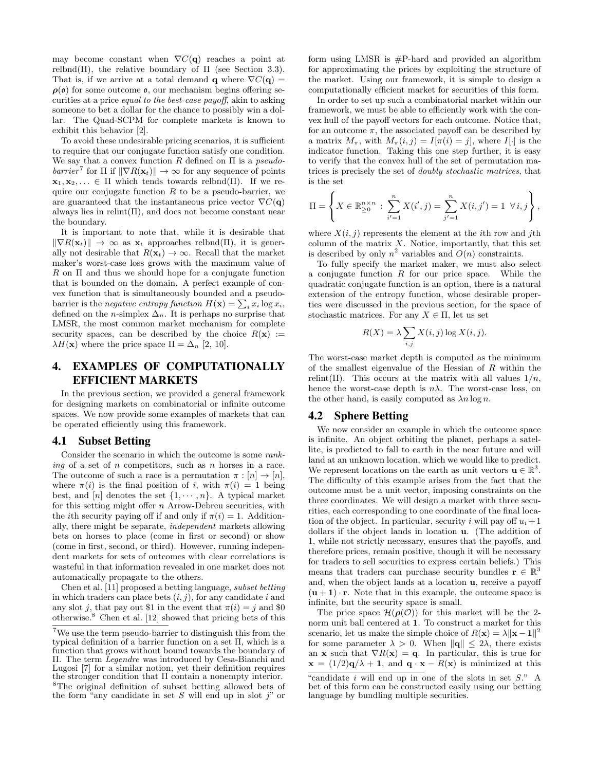may become constant when $\nabla C(\mathbf{q})$ reaches a point at relbnd($\Pi$), the relative boundary of $\Pi$ (see Section 3.3). That is, if we arrive at a total demand $\mathbf{q}$ where $\nabla C(\mathbf{q}) = \boldsymbol{\rho}(\mathfrak{o})$ for some outcome $\mathfrak{o}$, our mechanism begins offering securities at a price *equal to the best-case payoff*, akin to asking someone to bet a dollar for the chance to possibly win a dollar. The Quad-SCPM for complete markets is known to exhibit this behavior [2].

To avoid these undesirable pricing scenarios, it is sufficient to require that our conjugate function satisfy one condition. We say that a convex function $R$ defined on $\Pi$ is a *pseudo-barrier*[7] for $\Pi$ if $\|\nabla R(\mathbf{x}_t)\| \to \infty$ for any sequence of points $\mathbf{x}_1, \mathbf{x}_2, \ldots \in \Pi$ which tends towards relbnd($\Pi$). If we require our conjugate function to be a pseudo-barrier, we are guaranteed that the instantaneous price vector $\nabla C(\mathbf{q})$ always lies in relint($\Pi$), and does not become constant near the boundary.

It is important to note that, while it is desirable that $\|\nabla R(\mathbf{x}_t)\| \to \infty$ as $\mathbf{x}_t$ approaches relbnd($\Pi$), it is generally not desirable that $R(\mathbf{x}_t) \to \infty$. Recall that the market maker's worst-case loss grows with the maximum value of $R$ on $\Pi$ and thus we should hope for a conjugate function that is bounded on the domain. A perfect example of convex function that is simultaneously bounded and a pseudo-barrier is the *negative entropy function* $H(\mathbf{x}) = \sum_i x_i \log x_i$, defined on the $n$-simplex $\Delta_n$. It is perhaps no surprise that LMSR, the most common market mechanism for complete security spaces, can be described by the choice $R(\mathbf{x}) := \lambda H(\mathbf{x})$ where the price space $\Pi = \Delta_n$ [2, 10].

# 4. EXAMPLES OF COMPUTATIONALLY EFFICIENT MARKETS

In the previous section, we provided a general framework for designing markets on combinatorial or infinite outcome spaces. We now provide some examples of markets that can be operated efficiently using this framework.

## 4.1 Subset Betting

Consider the scenario in which the outcome is some *ranking* of a set of $n$ competitors, such as $n$ horses in a race. The outcome of such a race is a permutation $\pi : [n] \to [n]$, where $\pi(i)$ is the final position of $i$, with $\pi(i) = 1$ being best, and $[n]$ denotes the set $\{1, \cdots, n\}$. A typical market for this setting might offer $n$ Arrow-Debreu securities, with the $i$th security paying off if and only if $\pi(i) = 1$. Additionally, there might be separate, *independent* markets allowing bets on horses to place (come in first or second) or show (come in first, second, or third). However, running independent markets for sets of outcomes with clear correlations is wasteful in that information revealed in one market does not automatically propagate to the others.

Chen et al. [11] proposed a betting language, *subset betting* in which traders can place bets $(i, j)$, for any candidate $i$ and any slot $j$, that pay out \$1 in the event that $\pi(i) = j$ and \$0 otherwise.[8] Chen et al. [12] showed that pricing bets of this form using LMSR is #P-hard and provided an algorithm for approximating the prices by exploiting the structure of the market. Using our framework, it is simple to design a computationally efficient market for securities of this form.

In order to set up such a combinatorial market within our framework, we must be able to efficiently work with the convex hull of the payoff vectors for each outcome. Notice that, for an outcome $\pi$, the associated payoff can be described by a matrix $M_\pi$, with $M_\pi(i, j) = I[\pi(i) = j]$, where $I[\cdot]$ is the indicator function. Taking this one step further, it is easy to verify that the convex hull of the set of permutation matrices is precisely the set of *doubly stochastic matrices*, that is the set

$$\Pi = \left\{ X \in \mathbb{R}_{\geq 0}^{n \times n} \; : \; \sum_{i'=1}^{n} X(i', j) = \sum_{j'=1}^{n} X(i, j') = 1 \;\; \forall i, j \right\},$$

where $X(i, j)$ represents the element at the $i$th row and $j$th column of the matrix $X$. Notice, importantly, that this set is described by only $n^2$ variables and $O(n)$ constraints.

To fully specify the market maker, we must also select a conjugate function $R$ for our price space. While the quadratic conjugate function is an option, there is a natural extension of the entropy function, whose desirable properties were discussed in the previous section, for the space of stochastic matrices. For any $X \in \Pi$, let us set

$$R(X) = \lambda \sum_{i,j} X(i, j) \log X(i, j).$$

The worst-case market depth is computed as the minimum of the smallest eigenvalue of the Hessian of $R$ within the relint($\Pi$). This occurs at the matrix with all values $1/n$, hence the worst-case depth is $n\lambda$. The worst-case loss, on the other hand, is easily computed as $\lambda n \log n$.

## 4.2 Sphere Betting

We now consider an example in which the outcome space is infinite. An object orbiting the planet, perhaps a satellite, is predicted to fall to earth in the near future and will land at an unknown location, which we would like to predict. We represent locations on the earth as unit vectors $\mathbf{u} \in \mathbb{R}^3$. The difficulty of this example arises from the fact that the outcome must be a unit vector, imposing constraints on the three coordinates. We will design a market with three securities, each corresponding to one coordinate of the final location of the object. In particular, security $i$ will pay off $u_i + 1$ dollars if the object lands in location $\mathbf{u}$. (The addition of 1, while not strictly necessary, ensures that the payoffs, and therefore prices, remain positive, though it will be necessary for traders to sell securities to express certain beliefs.) This means that traders can purchase security bundles $\mathbf{r} \in \mathbb{R}^3$ and, when the object lands at a location $\mathbf{u}$, receive a payoff $(\mathbf{u} + \mathbf{1}) \cdot \mathbf{r}$. Note that in this example, the outcome space is infinite, but the security space is small.

The price space $\mathcal{H}(\boldsymbol{\rho}(\mathcal{O}))$ for this market will be the 2-norm unit ball centered at $\mathbf{1}$. To construct a market for this scenario, let us make the simple choice of $R(\mathbf{x}) = \lambda \|\mathbf{x} - \mathbf{1}\|^2$ for some parameter $\lambda > 0$. When $\|\mathbf{q}\| \leq 2\lambda$, there exists an $\mathbf{x}$ such that $\nabla R(\mathbf{x}) = \mathbf{q}$. In particular, this is true for $\mathbf{x} = (1/2)\mathbf{q}/\lambda + \mathbf{1}$, and $\mathbf{q} \cdot \mathbf{x} - R(\mathbf{x})$ is minimized at this

---

[7] We use the term pseudo-barrier to distinguish this from the typical definition of a barrier function on a set $\Pi$, which is a function that grows without bound towards the boundary of $\Pi$. The term *Legendre* was introduced by Cesa-Bianchi and Lugosi [7] for a similar notion, yet their definition requires the stronger condition that $\Pi$ contain a nonempty interior.

[8] The original definition of subset betting allowed bets of the form "any candidate in set $S$ will end up in slot $j$" or "candidate $i$ will end up in one of the slots in set $S$." A bet of this form can be constructed easily using our betting language by bundling multiple securities.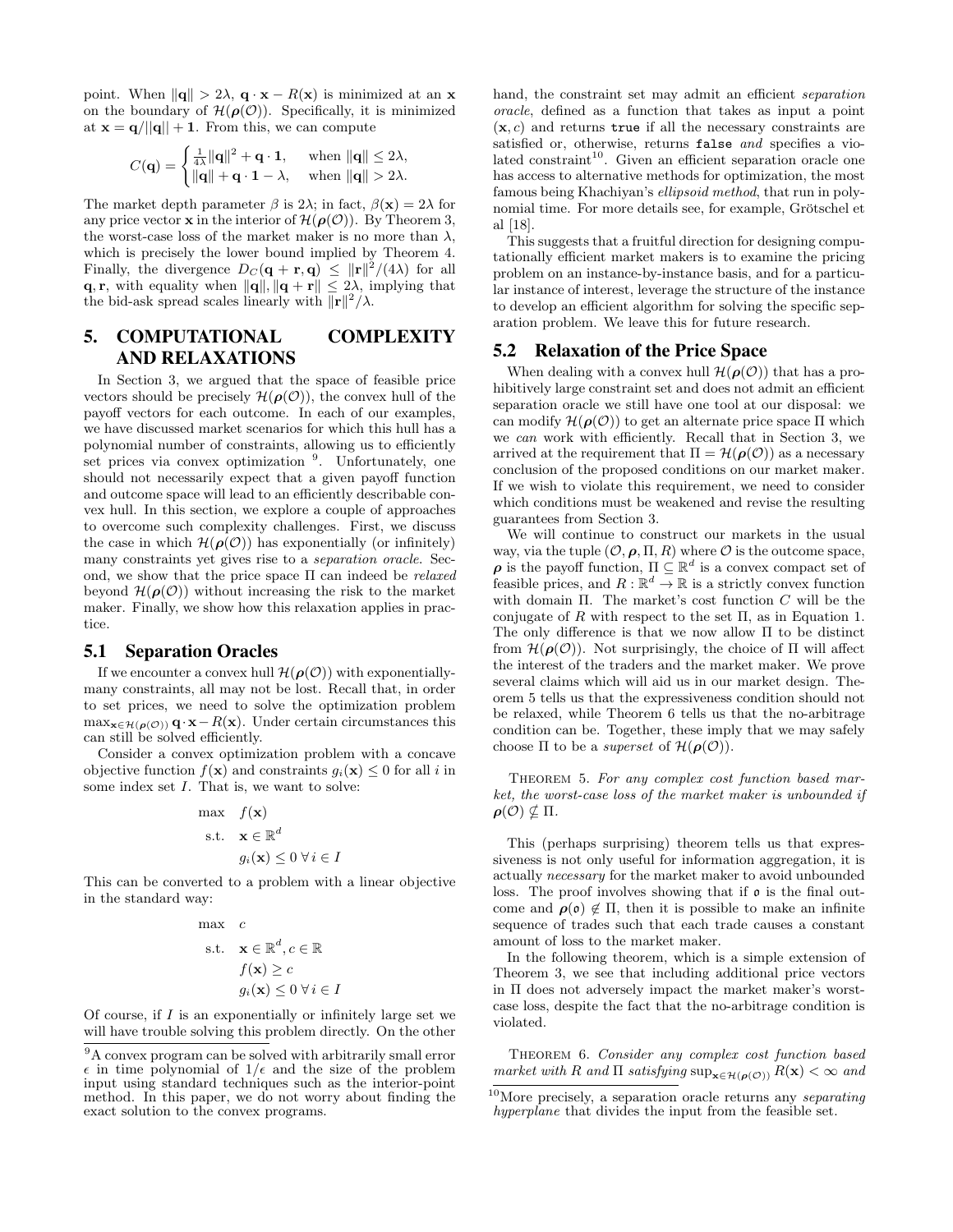point. When $\|\mathbf{q}\| > 2\lambda$, $\mathbf{q} \cdot \mathbf{x} - R(\mathbf{x})$ is minimized at an $\mathbf{x}$ on the boundary of $\mathcal{H}(\boldsymbol{\rho}(\mathcal{O}))$. Specifically, it is minimized at $\mathbf{x} = \mathbf{q}/\|\mathbf{q}\| + \mathbf{1}$. From this, we can compute

$$C(\mathbf{q}) = \begin{cases} \frac{1}{4\lambda}\|\mathbf{q}\|^2 + \mathbf{q} \cdot \mathbf{1}, & \text{when } \|\mathbf{q}\| \leq 2\lambda, \\ \|\mathbf{q}\| + \mathbf{q} \cdot \mathbf{1} - \lambda, & \text{when } \|\mathbf{q}\| > 2\lambda. \end{cases}$$

The market depth parameter $\beta$ is $2\lambda$; in fact, $\beta(\mathbf{x}) = 2\lambda$ for any price vector $\mathbf{x}$ in the interior of $\mathcal{H}(\boldsymbol{\rho}(\mathcal{O}))$. By Theorem 3, the worst-case loss of the market maker is no more than $\lambda$, which is precisely the lower bound implied by Theorem 4. Finally, the divergence $D_C(\mathbf{q} + \mathbf{r}, \mathbf{q}) \leq \|\mathbf{r}\|^2/(4\lambda)$ for all $\mathbf{q}, \mathbf{r}$, with equality when $\|\mathbf{q}\|, \|\mathbf{q} + \mathbf{r}\| \leq 2\lambda$, implying that the bid-ask spread scales linearly with $\|\mathbf{r}\|^2/\lambda$.

## 5. COMPUTATIONAL COMPLEXITY AND RELAXATIONS

In Section 3, we argued that the space of feasible price vectors should be precisely $\mathcal{H}(\boldsymbol{\rho}(\mathcal{O}))$, the convex hull of the payoff vectors for each outcome. In each of our examples, we have discussed market scenarios for which this hull has a polynomial number of constraints, allowing us to efficiently set prices via convex optimization [9]. Unfortunately, one should not necessarily expect that a given payoff function and outcome space will lead to an efficiently describable convex hull. In this section, we explore a couple of approaches to overcome such complexity challenges. First, we discuss the case in which $\mathcal{H}(\boldsymbol{\rho}(\mathcal{O}))$ has exponentially (or infinitely) many constraints yet gives rise to a *separation oracle*. Second, we show that the price space $\Pi$ can indeed be *relaxed* beyond $\mathcal{H}(\boldsymbol{\rho}(\mathcal{O}))$ without increasing the risk to the market maker. Finally, we show how this relaxation applies in practice.

### 5.1 Separation Oracles

If we encounter a convex hull $\mathcal{H}(\boldsymbol{\rho}(\mathcal{O}))$ with exponentially-many constraints, all may not be lost. Recall that, in order to set prices, we need to solve the optimization problem $\max_{\mathbf{x} \in \mathcal{H}(\boldsymbol{\rho}(\mathcal{O}))} \mathbf{q} \cdot \mathbf{x} - R(\mathbf{x})$. Under certain circumstances this can still be solved efficiently.

Consider a convex optimization problem with a concave objective function $f(\mathbf{x})$ and constraints $g_i(\mathbf{x}) \leq 0$ for all $i$ in some index set $I$. That is, we want to solve:

$$\begin{aligned} \max \quad & f(\mathbf{x}) \\ \text{s.t.} \quad & \mathbf{x} \in \mathbb{R}^d \\ & g_i(\mathbf{x}) \leq 0 \;\forall\, i \in I \end{aligned}$$

This can be converted to a problem with a linear objective in the standard way:

$$\begin{aligned} \max \quad & c \\ \text{s.t.} \quad & \mathbf{x} \in \mathbb{R}^d, c \in \mathbb{R} \\ & f(\mathbf{x}) \geq c \\ & g_i(\mathbf{x}) \leq 0 \;\forall\, i \in I \end{aligned}$$

Of course, if $I$ is an exponentially or infinitely large set we will have trouble solving this problem directly. On the other hand, the constraint set may admit an efficient *separation oracle*, defined as a function that takes as input a point $(\mathbf{x}, c)$ and returns `true` if all the necessary constraints are satisfied or, otherwise, returns `false` *and* specifies a violated constraint [10]. Given an efficient separation oracle one has access to alternative methods for optimization, the most famous being Khachiyan's *ellipsoid method*, that run in polynomial time. For more details see, for example, Grötschel et al [18].

This suggests that a fruitful direction for designing computationally efficient market makers is to examine the pricing problem on an instance-by-instance basis, and for a particular instance of interest, leverage the structure of the instance to develop an efficient algorithm for solving the specific separation problem. We leave this for future research.

### 5.2 Relaxation of the Price Space

When dealing with a convex hull $\mathcal{H}(\boldsymbol{\rho}(\mathcal{O}))$ that has a prohibitively large constraint set and does not admit an efficient separation oracle we still have one tool at our disposal: we can modify $\mathcal{H}(\boldsymbol{\rho}(\mathcal{O}))$ to get an alternate price space $\Pi$ which we *can* work with efficiently. Recall that in Section 3, we arrived at the requirement that $\Pi = \mathcal{H}(\boldsymbol{\rho}(\mathcal{O}))$ as a necessary conclusion of the proposed conditions on our market maker. If we wish to violate this requirement, we need to consider which conditions must be weakened and revise the resulting guarantees from Section 3.

We will continue to construct our markets in the usual way, via the tuple $(\mathcal{O}, \boldsymbol{\rho}, \Pi, R)$ where $\mathcal{O}$ is the outcome space, $\boldsymbol{\rho}$ is the payoff function, $\Pi \subseteq \mathbb{R}^d$ is a convex compact set of feasible prices, and $R : \mathbb{R}^d \to \mathbb{R}$ is a strictly convex function with domain $\Pi$. The market's cost function $C$ will be the conjugate of $R$ with respect to the set $\Pi$, as in Equation 1. The only difference is that we now allow $\Pi$ to be distinct from $\mathcal{H}(\boldsymbol{\rho}(\mathcal{O}))$. Not surprisingly, the choice of $\Pi$ will affect the interest of the traders and the market maker. We prove several claims which will aid us in our market design. Theorem 5 tells us that the expressiveness condition should not be relaxed, while Theorem 6 tells us that the no-arbitrage condition can be. Together, these imply that we may safely choose $\Pi$ to be a *superset* of $\mathcal{H}(\boldsymbol{\rho}(\mathcal{O}))$.

Theorem 5. *For any complex cost function based market, the worst-case loss of the market maker is unbounded if $\boldsymbol{\rho}(\mathcal{O}) \nsubseteq \Pi$.*

This (perhaps surprising) theorem tells us that expressiveness is not only useful for information aggregation, it is actually *necessary* for the market maker to avoid unbounded loss. The proof involves showing that if $\mathfrak{o}$ is the final outcome and $\boldsymbol{\rho}(\mathfrak{o}) \notin \Pi$, then it is possible to make an infinite sequence of trades such that each trade causes a constant amount of loss to the market maker.

In the following theorem, which is a simple extension of Theorem 3, we see that including additional price vectors in $\Pi$ does not adversely impact the market maker's worst-case loss, despite the fact that the no-arbitrage condition is violated.

Theorem 6. *Consider any complex cost function based market with $R$ and $\Pi$ satisfying $\sup_{\mathbf{x} \in \mathcal{H}(\boldsymbol{\rho}(\mathcal{O}))} R(\mathbf{x}) < \infty$ and*

---

[9] A convex program can be solved with arbitrarily small error $\epsilon$ in time polynomial of $1/\epsilon$ and the size of the problem input using standard techniques such as the interior-point method. In this paper, we do not worry about finding the exact solution to the convex programs.

[10] More precisely, a separation oracle returns any *separating hyperplane* that divides the input from the feasible set.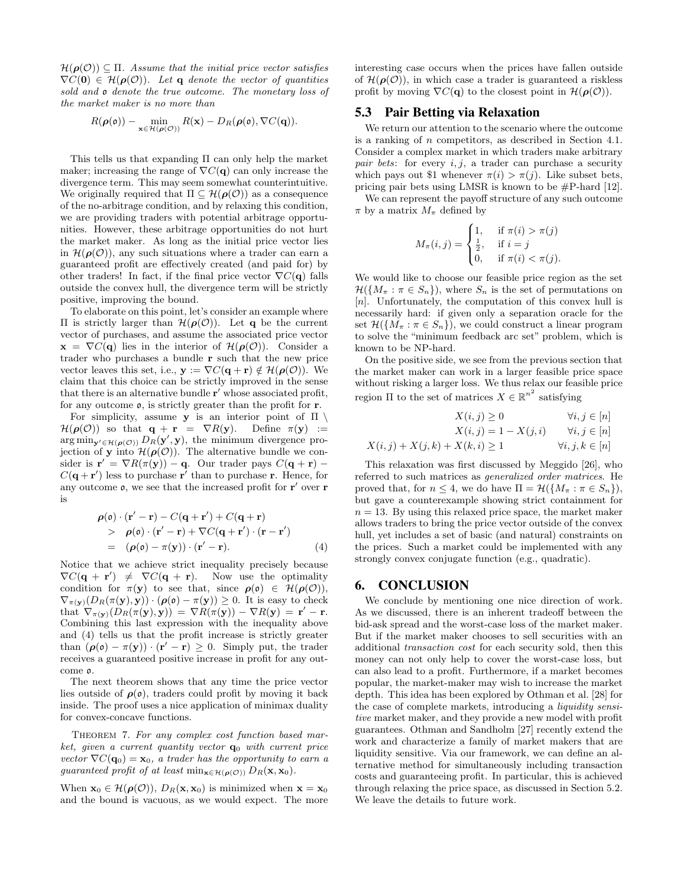$\mathcal{H}(\boldsymbol{\rho}(\mathcal{O})) \subseteq \Pi$. *Assume that the initial price vector satisfies $\nabla C(\mathbf{0}) \in \mathcal{H}(\boldsymbol{\rho}(\mathcal{O}))$. Let $\mathbf{q}$ denote the vector of quantities sold and $\mathfrak{o}$ denote the true outcome. The monetary loss of the market maker is no more than*

$$R(\boldsymbol{\rho}(\mathfrak{o})) - \min_{\mathbf{x} \in \mathcal{H}(\boldsymbol{\rho}(\mathcal{O}))} R(\mathbf{x}) - D_R(\boldsymbol{\rho}(\mathfrak{o}), \nabla C(\mathbf{q})).$$

This tells us that expanding $\Pi$ can only help the market maker; increasing the range of $\nabla C(\mathbf{q})$ can only increase the divergence term. This may seem somewhat counterintuitive. We originally required that $\Pi \subseteq \mathcal{H}(\boldsymbol{\rho}(\mathcal{O}))$ as a consequence of the no-arbitrage condition, and by relaxing this condition, we are providing traders with potential arbitrage opportunities. However, these arbitrage opportunities do not hurt the market maker. As long as the initial price vector lies in $\mathcal{H}(\boldsymbol{\rho}(\mathcal{O}))$, any such situations where a trader can earn a guaranteed profit are effectively created (and paid for) by other traders! In fact, if the final price vector $\nabla C(\mathbf{q})$ falls outside the convex hull, the divergence term will be strictly positive, improving the bound.

To elaborate on this point, let's consider an example where $\Pi$ is strictly larger than $\mathcal{H}(\boldsymbol{\rho}(\mathcal{O}))$. Let $\mathbf{q}$ be the current vector of purchases, and assume the associated price vector $\mathbf{x} = \nabla C(\mathbf{q})$ lies in the interior of $\mathcal{H}(\boldsymbol{\rho}(\mathcal{O}))$. Consider a trader who purchases a bundle $\mathbf{r}$ such that the new price vector leaves this set, i.e., $\mathbf{y} := \nabla C(\mathbf{q} + \mathbf{r}) \notin \mathcal{H}(\boldsymbol{\rho}(\mathcal{O}))$. We claim that this choice can be strictly improved in the sense that there is an alternative bundle $\mathbf{r}'$ whose associated profit, for any outcome $\mathfrak{o}$, is strictly greater than the profit for $\mathbf{r}$.

For simplicity, assume $\mathbf{y}$ is an interior point of $\Pi \setminus \mathcal{H}(\boldsymbol{\rho}(\mathcal{O}))$ so that $\mathbf{q} + \mathbf{r} = \nabla R(\mathbf{y})$. Define $\pi(\mathbf{y}) := \arg\min_{\mathbf{y}' \in \mathcal{H}(\boldsymbol{\rho}(\mathcal{O}))} D_R(\mathbf{y}', \mathbf{y})$, the minimum divergence projection of $\mathbf{y}$ into $\mathcal{H}(\boldsymbol{\rho}(\mathcal{O}))$. The alternative bundle we consider is $\mathbf{r}' = \nabla R(\pi(\mathbf{y})) - \mathbf{q}$. Our trader pays $C(\mathbf{q}+\mathbf{r}) - C(\mathbf{q}+\mathbf{r}')$ less to purchase $\mathbf{r}'$ than to purchase $\mathbf{r}$. Hence, for any outcome $\mathfrak{o}$, we see that the increased profit for $\mathbf{r}'$ over $\mathbf{r}$ is

$$\begin{aligned}
&\boldsymbol{\rho}(\mathfrak{o}) \cdot (\mathbf{r}' - \mathbf{r}) - C(\mathbf{q} + \mathbf{r}') + C(\mathbf{q} + \mathbf{r}) \\
&> \boldsymbol{\rho}(\mathfrak{o}) \cdot (\mathbf{r}' - \mathbf{r}) + \nabla C(\mathbf{q} + \mathbf{r}') \cdot (\mathbf{r} - \mathbf{r}') \\
&= (\boldsymbol{\rho}(\mathfrak{o}) - \pi(\mathbf{y})) \cdot (\mathbf{r}' - \mathbf{r}). \qquad (4)
\end{aligned}$$

Notice that we achieve strict inequality precisely because $\nabla C(\mathbf{q} + \mathbf{r}') \neq \nabla C(\mathbf{q} + \mathbf{r})$. Now use the optimality condition for $\pi(\mathbf{y})$ to see that, since $\boldsymbol{\rho}(\mathfrak{o}) \in \mathcal{H}(\boldsymbol{\rho}(\mathcal{O}))$, $\nabla_{\pi(\mathbf{y})}(D_R(\pi(\mathbf{y}), \mathbf{y})) \cdot (\boldsymbol{\rho}(\mathfrak{o}) - \pi(\mathbf{y})) \geq 0$. It is easy to check that $\nabla_{\pi(\mathbf{y})}(D_R(\pi(\mathbf{y}), \mathbf{y})) = \nabla R(\pi(\mathbf{y})) - \nabla R(\mathbf{y}) = \mathbf{r}' - \mathbf{r}$. Combining this last expression with the inequality above and (4) tells us that the profit increase is strictly greater than $(\boldsymbol{\rho}(\mathfrak{o}) - \pi(\mathbf{y})) \cdot (\mathbf{r}' - \mathbf{r}) \geq 0$. Simply put, the trader receives a guaranteed positive increase in profit for any outcome $\mathfrak{o}$.

The next theorem shows that any time the price vector lies outside of $\boldsymbol{\rho}(\mathfrak{o})$, traders could profit by moving it back inside. The proof uses a nice application of minimax duality for convex-concave functions.

THEOREM 7. *For any complex cost function based market, given a current quantity vector $\mathbf{q}_0$ with current price vector $\nabla C(\mathbf{q}_0) = \mathbf{x}_0$, a trader has the opportunity to earn a guaranteed profit of at least $\min_{\mathbf{x} \in \mathcal{H}(\boldsymbol{\rho}(\mathcal{O}))} D_R(\mathbf{x}, \mathbf{x}_0)$.*

When $\mathbf{x}_0 \in \mathcal{H}(\boldsymbol{\rho}(\mathcal{O}))$, $D_R(\mathbf{x}, \mathbf{x}_0)$ is minimized when $\mathbf{x} = \mathbf{x}_0$ and the bound is vacuous, as we would expect. The more interesting case occurs when the prices have fallen outside of $\mathcal{H}(\boldsymbol{\rho}(\mathcal{O}))$, in which case a trader is guaranteed a riskless profit by moving $\nabla C(\mathbf{q})$ to the closest point in $\mathcal{H}(\boldsymbol{\rho}(\mathcal{O}))$.

## 5.3 Pair Betting via Relaxation

We return our attention to the scenario where the outcome is a ranking of $n$ competitors, as described in Section 4.1. Consider a complex market in which traders make arbitrary *pair bets*: for every $i, j$, a trader can purchase a security which pays out \$1 whenever $\pi(i) > \pi(j)$. Like subset bets, pricing pair bets using LMSR is known to be #P-hard [12].

We can represent the payoff structure of any such outcome $\pi$ by a matrix $M_\pi$ defined by

$$M_\pi(i,j) = \begin{cases} 1, & \text{if } \pi(i) > \pi(j) \\ \frac{1}{2}, & \text{if } i = j \\ 0, & \text{if } \pi(i) < \pi(j). \end{cases}$$

We would like to choose our feasible price region as the set $\mathcal{H}(\{M_\pi : \pi \in S_n\})$, where $S_n$ is the set of permutations on $[n]$. Unfortunately, the computation of this convex hull is necessarily hard: if given only a separation oracle for the set $\mathcal{H}(\{M_\pi : \pi \in S_n\})$, we could construct a linear program to solve the "minimum feedback arc set" problem, which is known to be NP-hard.

On the positive side, we see from the previous section that the market maker can work in a larger feasible price space without risking a larger loss. We thus relax our feasible price region $\Pi$ to the set of matrices $X \in \mathbb{R}^{n^2}$ satisfying

$$\begin{aligned}
X(i,j) &\geq 0 & \forall i,j \in [n] \\
X(i,j) &= 1 - X(j,i) & \forall i,j \in [n] \\
X(i,j) + X(j,k) + X(k,i) &\geq 1 & \forall i,j,k \in [n]
\end{aligned}$$

This relaxation was first discussed by Meggido [26], who referred to such matrices as *generalized order matrices*. He proved that, for $n \leq 4$, we do have $\Pi = \mathcal{H}(\{M_\pi : \pi \in S_n\})$, but gave a counterexample showing strict containment for $n = 13$. By using this relaxed price space, the market maker allows traders to bring the price vector outside of the convex hull, yet includes a set of basic (and natural) constraints on the prices. Such a market could be implemented with any strongly convex conjugate function (e.g., quadratic).

# 6. CONCLUSION

We conclude by mentioning one nice direction of work. As we discussed, there is an inherent tradeoff between the bid-ask spread and the worst-case loss of the market maker. But if the market maker chooses to sell securities with an additional *transaction cost* for each security sold, then this money can not only help to cover the worst-case loss, but can also lead to a profit. Furthermore, if a market becomes popular, the market-maker may wish to increase the market depth. This idea has been explored by Othman et al. [28] for the case of complete markets, introducing a *liquidity sensitive* market maker, and they provide a new model with profit guarantees. Othman and Sandholm [27] recently extend the work and characterize a family of market makers that are liquidity sensitive. Via our framework, we can define an alternative method for simultaneously including transaction costs and guaranteeing profit. In particular, this is achieved through relaxing the price space, as discussed in Section 5.2. We leave the details to future work.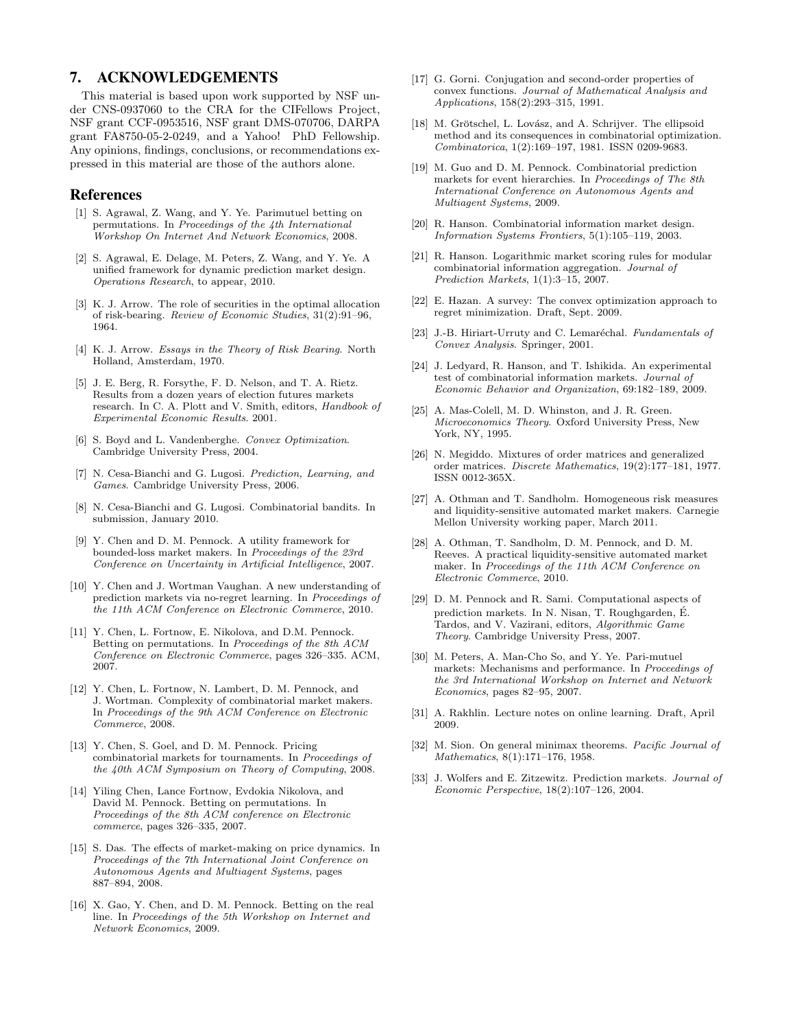## 7. ACKNOWLEDGEMENTS

This material is based upon work supported by NSF under CNS-0937060 to the CRA for the CIFellows Project, NSF grant CCF-0953516, NSF grant DMS-070706, DARPA grant FA8750-05-2-0249, and a Yahoo! PhD Fellowship. Any opinions, findings, conclusions, or recommendations expressed in this material are those of the authors alone.

## References

[1] S. Agrawal, Z. Wang, and Y. Ye. Parimutuel betting on permutations. In *Proceedings of the 4th International Workshop On Internet And Network Economics*, 2008.

[2] S. Agrawal, E. Delage, M. Peters, Z. Wang, and Y. Ye. A unified framework for dynamic prediction market design. *Operations Research*, to appear, 2010.

[3] K. J. Arrow. The role of securities in the optimal allocation of risk-bearing. *Review of Economic Studies*, 31(2):91–96, 1964.

[4] K. J. Arrow. *Essays in the Theory of Risk Bearing*. North Holland, Amsterdam, 1970.

[5] J. E. Berg, R. Forsythe, F. D. Nelson, and T. A. Rietz. Results from a dozen years of election futures markets research. In C. A. Plott and V. Smith, editors, *Handbook of Experimental Economic Results*. 2001.

[6] S. Boyd and L. Vandenberghe. *Convex Optimization*. Cambridge University Press, 2004.

[7] N. Cesa-Bianchi and G. Lugosi. *Prediction, Learning, and Games*. Cambridge University Press, 2006.

[8] N. Cesa-Bianchi and G. Lugosi. Combinatorial bandits. In submission, January 2010.

[9] Y. Chen and D. M. Pennock. A utility framework for bounded-loss market makers. In *Proceedings of the 23rd Conference on Uncertainty in Artificial Intelligence*, 2007.

[10] Y. Chen and J. Wortman Vaughan. A new understanding of prediction markets via no-regret learning. In *Proceedings of the 11th ACM Conference on Electronic Commerce*, 2010.

[11] Y. Chen, L. Fortnow, E. Nikolova, and D.M. Pennock. Betting on permutations. In *Proceedings of the 8th ACM Conference on Electronic Commerce*, pages 326–335. ACM, 2007.

[12] Y. Chen, L. Fortnow, N. Lambert, D. M. Pennock, and J. Wortman. Complexity of combinatorial market makers. In *Proceedings of the 9th ACM Conference on Electronic Commerce*, 2008.

[13] Y. Chen, S. Goel, and D. M. Pennock. Pricing combinatorial markets for tournaments. In *Proceedings of the 40th ACM Symposium on Theory of Computing*, 2008.

[14] Yiling Chen, Lance Fortnow, Evdokia Nikolova, and David M. Pennock. Betting on permutations. In *Proceedings of the 8th ACM conference on Electronic commerce*, pages 326–335, 2007.

[15] S. Das. The effects of market-making on price dynamics. In *Proceedings of the 7th International Joint Conference on Autonomous Agents and Multiagent Systems*, pages 887–894, 2008.

[16] X. Gao, Y. Chen, and D. M. Pennock. Betting on the real line. In *Proceedings of the 5th Workshop on Internet and Network Economics*, 2009.

[17] G. Gorni. Conjugation and second-order properties of convex functions. *Journal of Mathematical Analysis and Applications*, 158(2):293–315, 1991.

[18] M. Grötschel, L. Lovász, and A. Schrijver. The ellipsoid method and its consequences in combinatorial optimization. *Combinatorica*, 1(2):169–197, 1981. ISSN 0209-9683.

[19] M. Guo and D. M. Pennock. Combinatorial prediction markets for event hierarchies. In *Proceedings of The 8th International Conference on Autonomous Agents and Multiagent Systems*, 2009.

[20] R. Hanson. Combinatorial information market design. *Information Systems Frontiers*, 5(1):105–119, 2003.

[21] R. Hanson. Logarithmic market scoring rules for modular combinatorial information aggregation. *Journal of Prediction Markets*, 1(1):3–15, 2007.

[22] E. Hazan. A survey: The convex optimization approach to regret minimization. Draft, Sept. 2009.

[23] J.-B. Hiriart-Urruty and C. Lemaréchal. *Fundamentals of Convex Analysis*. Springer, 2001.

[24] J. Ledyard, R. Hanson, and T. Ishikida. An experimental test of combinatorial information markets. *Journal of Economic Behavior and Organization*, 69:182–189, 2009.

[25] A. Mas-Colell, M. D. Whinston, and J. R. Green. *Microeconomics Theory*. Oxford University Press, New York, NY, 1995.

[26] N. Megiddo. Mixtures of order matrices and generalized order matrices. *Discrete Mathematics*, 19(2):177–181, 1977. ISSN 0012-365X.

[27] A. Othman and T. Sandholm. Homogeneous risk measures and liquidity-sensitive automated market makers. Carnegie Mellon University working paper, March 2011.

[28] A. Othman, T. Sandholm, D. M. Pennock, and D. M. Reeves. A practical liquidity-sensitive automated market maker. In *Proceedings of the 11th ACM Conference on Electronic Commerce*, 2010.

[29] D. M. Pennock and R. Sami. Computational aspects of prediction markets. In N. Nisan, T. Roughgarden, É. Tardos, and V. Vazirani, editors, *Algorithmic Game Theory*. Cambridge University Press, 2007.

[30] M. Peters, A. Man-Cho So, and Y. Ye. Pari-mutuel markets: Mechanisms and performance. In *Proceedings of the 3rd International Workshop on Internet and Network Economics*, pages 82–95, 2007.

[31] A. Rakhlin. Lecture notes on online learning. Draft, April 2009.

[32] M. Sion. On general minimax theorems. *Pacific Journal of Mathematics*, 8(1):171–176, 1958.

[33] J. Wolfers and E. Zitzewitz. Prediction markets. *Journal of Economic Perspective*, 18(2):107–126, 2004.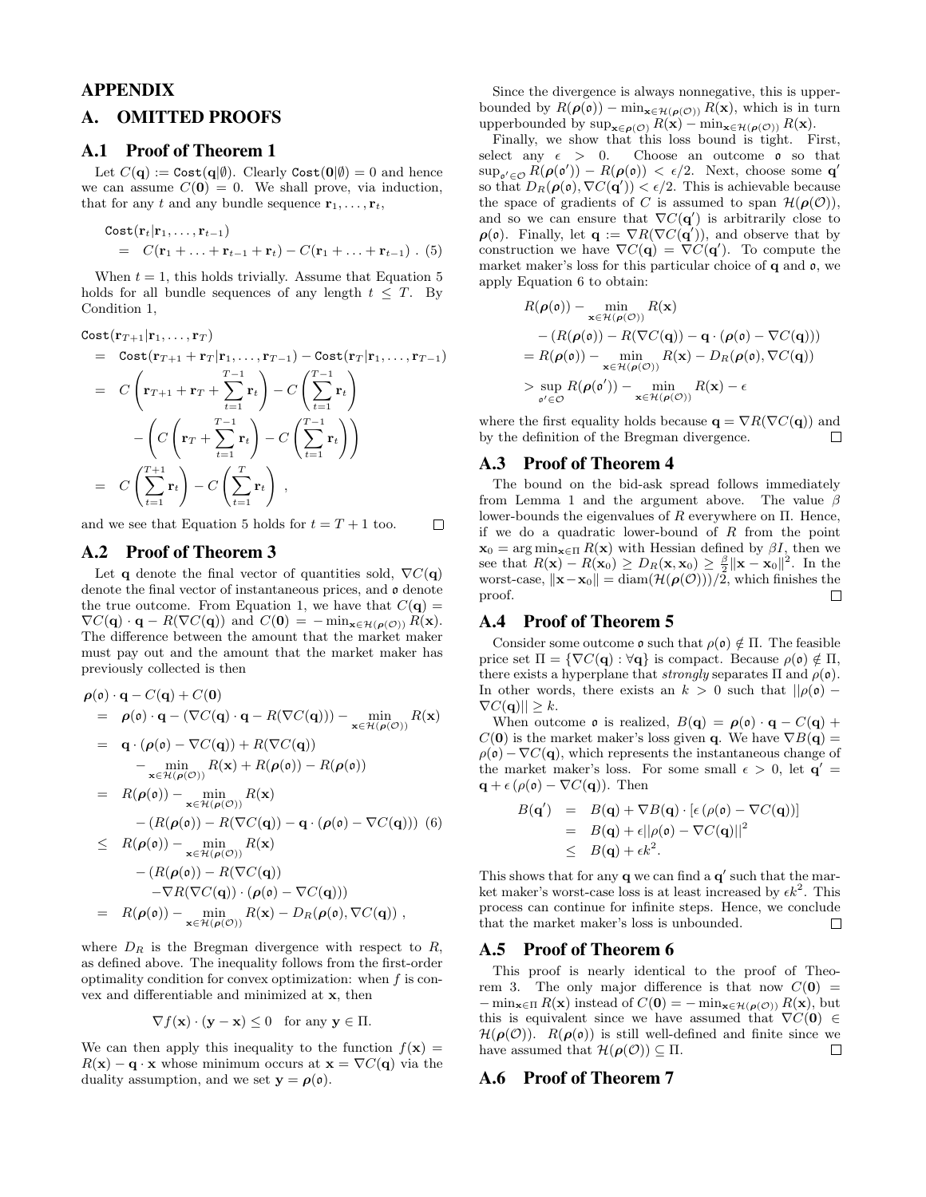# APPENDIX

## A. OMITTED PROOFS

### A.1 Proof of Theorem 1

Let $C(\mathbf{q}) := \texttt{Cost}(\mathbf{q}|\emptyset)$. Clearly $\texttt{Cost}(\mathbf{0}|\emptyset) = 0$ and hence we can assume $C(\mathbf{0}) = 0$. We shall prove, via induction, that for any $t$ and any bundle sequence $\mathbf{r}_1, \ldots, \mathbf{r}_t$,

$$\begin{aligned}
&\texttt{Cost}(\mathbf{r}_t|\mathbf{r}_1, \ldots, \mathbf{r}_{t-1}) \\
&\quad = C(\mathbf{r}_1 + \ldots + \mathbf{r}_{t-1} + \mathbf{r}_t) - C(\mathbf{r}_1 + \ldots + \mathbf{r}_{t-1}) \;. \quad (5)
\end{aligned}$$

When $t = 1$, this holds trivially. Assume that Equation 5 holds for all bundle sequences of any length $t \leq T$. By Condition 1,

$$\begin{aligned}
&\texttt{Cost}(\mathbf{r}_{T+1}|\mathbf{r}_1, \ldots, \mathbf{r}_T) \\
&= \texttt{Cost}(\mathbf{r}_{T+1} + \mathbf{r}_T|\mathbf{r}_1, \ldots, \mathbf{r}_{T-1}) - \texttt{Cost}(\mathbf{r}_T|\mathbf{r}_1, \ldots, \mathbf{r}_{T-1}) \\
&= C\left(\mathbf{r}_{T+1} + \mathbf{r}_T + \sum_{t=1}^{T-1} \mathbf{r}_t\right) - C\left(\sum_{t=1}^{T-1} \mathbf{r}_t\right) \\
&\quad - \left(C\left(\mathbf{r}_T + \sum_{t=1}^{T-1} \mathbf{r}_t\right) - C\left(\sum_{t=1}^{T-1} \mathbf{r}_t\right)\right) \\
&= C\left(\sum_{t=1}^{T+1} \mathbf{r}_t\right) - C\left(\sum_{t=1}^{T} \mathbf{r}_t\right) \;,
\end{aligned}$$

and we see that Equation 5 holds for $t = T + 1$ too. $\square$

### A.2 Proof of Theorem 3

Let $\mathbf{q}$ denote the final vector of quantities sold, $\nabla C(\mathbf{q})$ denote the final vector of instantaneous prices, and $\mathfrak{o}$ denote the true outcome. From Equation 1, we have that $C(\mathbf{q}) = \nabla C(\mathbf{q}) \cdot \mathbf{q} - R(\nabla C(\mathbf{q}))$ and $C(\mathbf{0}) = -\min_{\mathbf{x} \in \mathcal{H}(\boldsymbol{\rho}(\mathcal{O}))} R(\mathbf{x})$. The difference between the amount that the market maker must pay out and the amount that the market maker has previously collected is then

$$\begin{aligned}
&\boldsymbol{\rho}(\mathfrak{o}) \cdot \mathbf{q} - C(\mathbf{q}) + C(\mathbf{0}) \\
&= \boldsymbol{\rho}(\mathfrak{o}) \cdot \mathbf{q} - (\nabla C(\mathbf{q}) \cdot \mathbf{q} - R(\nabla C(\mathbf{q}))) - \min_{\mathbf{x} \in \mathcal{H}(\boldsymbol{\rho}(\mathcal{O}))} R(\mathbf{x}) \\
&= \mathbf{q} \cdot (\boldsymbol{\rho}(\mathfrak{o}) - \nabla C(\mathbf{q})) + R(\nabla C(\mathbf{q})) \\
&\quad - \min_{\mathbf{x} \in \mathcal{H}(\boldsymbol{\rho}(\mathcal{O}))} R(\mathbf{x}) + R(\boldsymbol{\rho}(\mathfrak{o})) - R(\boldsymbol{\rho}(\mathfrak{o})) \\
&= R(\boldsymbol{\rho}(\mathfrak{o})) - \min_{\mathbf{x} \in \mathcal{H}(\boldsymbol{\rho}(\mathcal{O}))} R(\mathbf{x}) \\
&\quad - (R(\boldsymbol{\rho}(\mathfrak{o})) - R(\nabla C(\mathbf{q})) - \mathbf{q} \cdot (\boldsymbol{\rho}(\mathfrak{o}) - \nabla C(\mathbf{q}))) \quad (6) \\
&\leq R(\boldsymbol{\rho}(\mathfrak{o})) - \min_{\mathbf{x} \in \mathcal{H}(\boldsymbol{\rho}(\mathcal{O}))} R(\mathbf{x}) \\
&\quad - (R(\boldsymbol{\rho}(\mathfrak{o})) - R(\nabla C(\mathbf{q})) \\
&\quad - \nabla R(\nabla C(\mathbf{q})) \cdot (\boldsymbol{\rho}(\mathfrak{o}) - \nabla C(\mathbf{q}))) \\
&= R(\boldsymbol{\rho}(\mathfrak{o})) - \min_{\mathbf{x} \in \mathcal{H}(\boldsymbol{\rho}(\mathcal{O}))} R(\mathbf{x}) - D_R(\boldsymbol{\rho}(\mathfrak{o}), \nabla C(\mathbf{q})) \;,
\end{aligned}$$

where $D_R$ is the Bregman divergence with respect to $R$, as defined above. The inequality follows from the first-order optimality condition for convex optimization: when $f$ is convex and differentiable and minimized at $\mathbf{x}$, then

$$\nabla f(\mathbf{x}) \cdot (\mathbf{y} - \mathbf{x}) \leq 0 \quad \text{for any } \mathbf{y} \in \Pi.$$

We can then apply this inequality to the function $f(\mathbf{x}) = R(\mathbf{x}) - \mathbf{q} \cdot \mathbf{x}$ whose minimum occurs at $\mathbf{x} = \nabla C(\mathbf{q})$ via the duality assumption, and we set $\mathbf{y} = \boldsymbol{\rho}(\mathfrak{o})$.

Since the divergence is always nonnegative, this is upperbounded by $R(\boldsymbol{\rho}(\mathfrak{o})) - \min_{\mathbf{x} \in \mathcal{H}(\boldsymbol{\rho}(\mathcal{O}))} R(\mathbf{x})$, which is in turn upperbounded by $\sup_{\mathbf{x} \in \boldsymbol{\rho}(\mathcal{O})} R(\mathbf{x}) - \min_{\mathbf{x} \in \mathcal{H}(\boldsymbol{\rho}(\mathcal{O}))} R(\mathbf{x})$.

Finally, we show that this loss bound is tight. First, select any $\epsilon > 0$. Choose an outcome $\mathfrak{o}$ so that $\sup_{\mathfrak{o}' \in \mathcal{O}} R(\boldsymbol{\rho}(\mathfrak{o}')) - R(\boldsymbol{\rho}(\mathfrak{o})) < \epsilon/2$. Next, choose some $\mathbf{q}'$ so that $D_R(\boldsymbol{\rho}(\mathfrak{o}), \nabla C(\mathbf{q}')) < \epsilon/2$. This is achievable because the space of gradients of $C$ is assumed to span $\mathcal{H}(\boldsymbol{\rho}(\mathcal{O}))$, and so we can ensure that $\nabla C(\mathbf{q}')$ is arbitrarily close to $\boldsymbol{\rho}(\mathfrak{o})$. Finally, let $\mathbf{q} := \nabla R(\nabla C(\mathbf{q}'))$, and observe that by construction we have $\nabla C(\mathbf{q}) = \nabla C(\mathbf{q}')$. To compute the market maker's loss for this particular choice of $\mathbf{q}$ and $\mathfrak{o}$, we apply Equation 6 to obtain:

$$\begin{aligned}
&R(\boldsymbol{\rho}(\mathfrak{o})) - \min_{\mathbf{x} \in \mathcal{H}(\boldsymbol{\rho}(\mathcal{O}))} R(\mathbf{x}) \\
&\quad - (R(\boldsymbol{\rho}(\mathfrak{o})) - R(\nabla C(\mathbf{q})) - \mathbf{q} \cdot (\boldsymbol{\rho}(\mathfrak{o}) - \nabla C(\mathbf{q}))) \\
&= R(\boldsymbol{\rho}(\mathfrak{o})) - \min_{\mathbf{x} \in \mathcal{H}(\boldsymbol{\rho}(\mathcal{O}))} R(\mathbf{x}) - D_R(\boldsymbol{\rho}(\mathfrak{o}), \nabla C(\mathbf{q})) \\
&> \sup_{\mathfrak{o}' \in \mathcal{O}} R(\boldsymbol{\rho}(\mathfrak{o}')) - \min_{\mathbf{x} \in \mathcal{H}(\boldsymbol{\rho}(\mathcal{O}))} R(\mathbf{x}) - \epsilon
\end{aligned}$$

where the first equality holds because $\mathbf{q} = \nabla R(\nabla C(\mathbf{q}))$ and by the definition of the Bregman divergence. $\square$

### A.3 Proof of Theorem 4

The bound on the bid-ask spread follows immediately from Lemma 1 and the argument above. The value $\beta$ lower-bounds the eigenvalues of $R$ everywhere on $\Pi$. Hence, if we do a quadratic lower-bound of $R$ from the point $\mathbf{x}_0 = \arg\min_{\mathbf{x} \in \Pi} R(\mathbf{x})$ with Hessian defined by $\beta I$, then we see that $R(\mathbf{x}) - R(\mathbf{x}_0) \geq D_R(\mathbf{x}, \mathbf{x}_0) \geq \frac{\beta}{2}\|\mathbf{x} - \mathbf{x}_0\|^2$. In the worst-case, $\|\mathbf{x} - \mathbf{x}_0\| = \text{diam}(\mathcal{H}(\boldsymbol{\rho}(\mathcal{O})))/2$, which finishes the proof. $\square$

### A.4 Proof of Theorem 5

Consider some outcome $\mathfrak{o}$ such that $\rho(\mathfrak{o}) \notin \Pi$. The feasible price set $\Pi = \{\nabla C(\mathbf{q}) : \forall \mathbf{q}\}$ is compact. Because $\rho(\mathfrak{o}) \notin \Pi$, there exists a hyperplane that *strongly* separates $\Pi$ and $\rho(\mathfrak{o})$. In other words, there exists an $k > 0$ such that $||\rho(\mathfrak{o}) - \nabla C(\mathbf{q})|| \geq k$.

When outcome $\mathfrak{o}$ is realized, $B(\mathbf{q}) = \boldsymbol{\rho}(\mathfrak{o}) \cdot \mathbf{q} - C(\mathbf{q}) + C(\mathbf{0})$ is the market maker's loss given $\mathbf{q}$. We have $\nabla B(\mathbf{q}) = \rho(\mathfrak{o}) - \nabla C(\mathbf{q})$, which represents the instantaneous change of the market maker's loss. For some small $\epsilon > 0$, let $\mathbf{q}' = \mathbf{q} + \epsilon\,(\rho(\mathfrak{o}) - \nabla C(\mathbf{q}))$. Then

$$\begin{aligned}
B(\mathbf{q}') &= B(\mathbf{q}) + \nabla B(\mathbf{q}) \cdot [\epsilon\,(\rho(\mathfrak{o}) - \nabla C(\mathbf{q}))] \\
&= B(\mathbf{q}) + \epsilon||\rho(\mathfrak{o}) - \nabla C(\mathbf{q})||^2 \\
&\leq B(\mathbf{q}) + \epsilon k^2.
\end{aligned}$$

This shows that for any $\mathbf{q}$ we can find a $\mathbf{q}'$ such that the market maker's worst-case loss is at least increased by $\epsilon k^2$. This process can continue for infinite steps. Hence, we conclude that the market maker's loss is unbounded. $\square$

### A.5 Proof of Theorem 6

This proof is nearly identical to the proof of Theorem 3. The only major difference is that now $C(\mathbf{0}) = -\min_{\mathbf{x} \in \Pi} R(\mathbf{x})$ instead of $C(\mathbf{0}) = -\min_{\mathbf{x} \in \mathcal{H}(\boldsymbol{\rho}(\mathcal{O}))} R(\mathbf{x})$, but this is equivalent since we have assumed that $\nabla C(\mathbf{0}) \in \mathcal{H}(\boldsymbol{\rho}(\mathcal{O}))$. $R(\boldsymbol{\rho}(\mathfrak{o}))$ is still well-defined and finite since we have assumed that $\mathcal{H}(\boldsymbol{\rho}(\mathcal{O})) \subseteq \Pi$. $\square$

### A.6 Proof of Theorem 7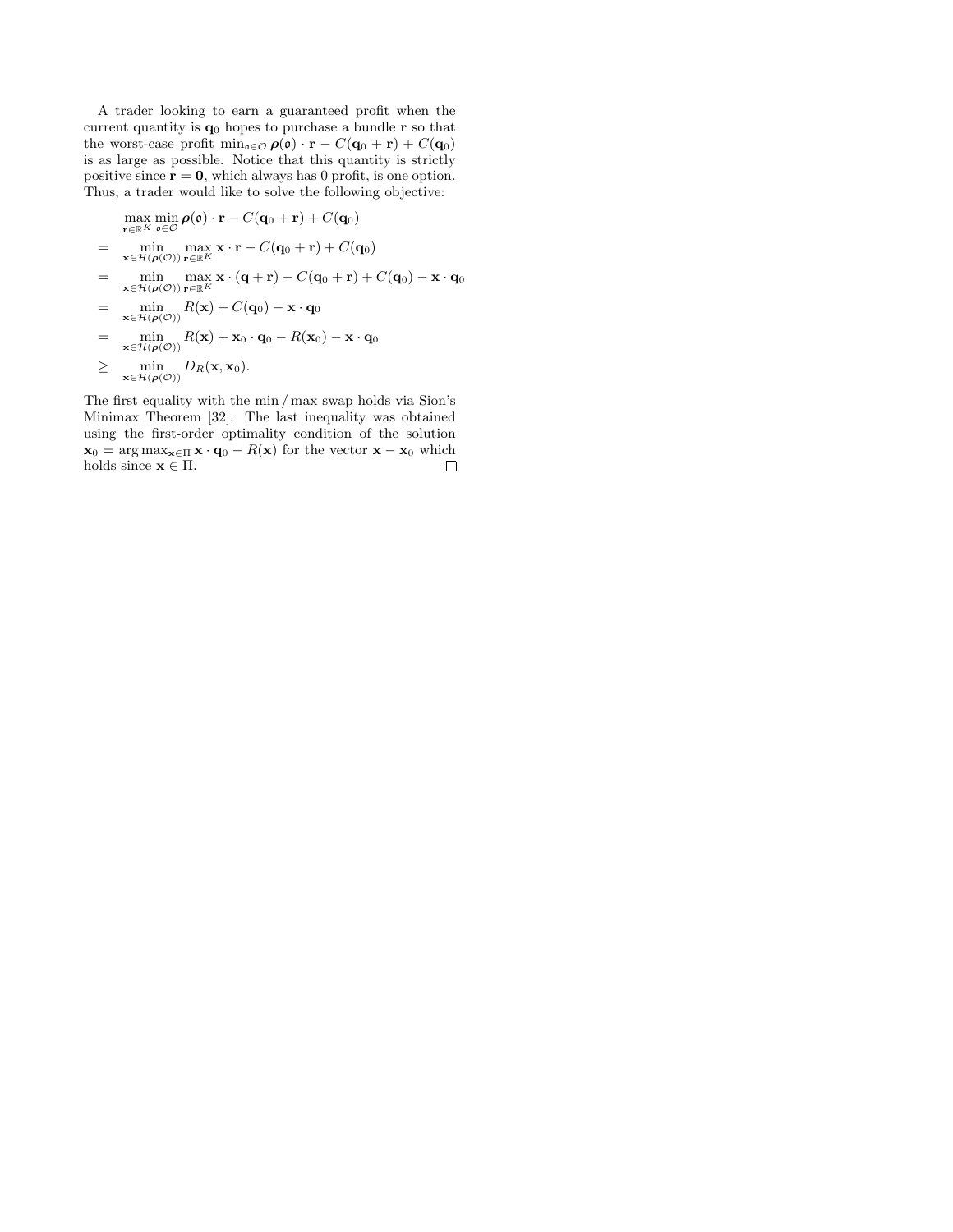A trader looking to earn a guaranteed profit when the current quantity is $\mathbf{q}_0$ hopes to purchase a bundle $\mathbf{r}$ so that the worst-case profit $\min_{\mathfrak{o}\in\mathcal{O}} \boldsymbol{\rho}(\mathfrak{o}) \cdot \mathbf{r} - C(\mathbf{q}_0 + \mathbf{r}) + C(\mathbf{q}_0)$ is as large as possible. Notice that this quantity is strictly positive since $\mathbf{r} = \mathbf{0}$, which always has 0 profit, is one option. Thus, a trader would like to solve the following objective:

$$
\begin{aligned}
& \max_{\mathbf{r}\in\mathbb{R}^K} \min_{\mathfrak{o}\in\mathcal{O}} \boldsymbol{\rho}(\mathfrak{o}) \cdot \mathbf{r} - C(\mathbf{q}_0 + \mathbf{r}) + C(\mathbf{q}_0) \\
= & \min_{\mathbf{x}\in\mathcal{H}(\boldsymbol{\rho}(\mathcal{O}))} \max_{\mathbf{r}\in\mathbb{R}^K} \mathbf{x} \cdot \mathbf{r} - C(\mathbf{q}_0 + \mathbf{r}) + C(\mathbf{q}_0) \\
= & \min_{\mathbf{x}\in\mathcal{H}(\boldsymbol{\rho}(\mathcal{O}))} \max_{\mathbf{r}\in\mathbb{R}^K} \mathbf{x} \cdot (\mathbf{q} + \mathbf{r}) - C(\mathbf{q}_0 + \mathbf{r}) + C(\mathbf{q}_0) - \mathbf{x} \cdot \mathbf{q}_0 \\
= & \min_{\mathbf{x}\in\mathcal{H}(\boldsymbol{\rho}(\mathcal{O}))} R(\mathbf{x}) + C(\mathbf{q}_0) - \mathbf{x} \cdot \mathbf{q}_0 \\
= & \min_{\mathbf{x}\in\mathcal{H}(\boldsymbol{\rho}(\mathcal{O}))} R(\mathbf{x}) + \mathbf{x}_0 \cdot \mathbf{q}_0 - R(\mathbf{x}_0) - \mathbf{x} \cdot \mathbf{q}_0 \\
\geq & \min_{\mathbf{x}\in\mathcal{H}(\boldsymbol{\rho}(\mathcal{O}))} D_R(\mathbf{x}, \mathbf{x}_0).
\end{aligned}
$$

The first equality with the min / max swap holds via Sion's Minimax Theorem [32]. The last inequality was obtained using the first-order optimality condition of the solution $\mathbf{x}_0 = \arg\max_{\mathbf{x}\in\Pi} \mathbf{x} \cdot \mathbf{q}_0 - R(\mathbf{x})$ for the vector $\mathbf{x} - \mathbf{x}_0$ which holds since $\mathbf{x} \in \Pi$. □